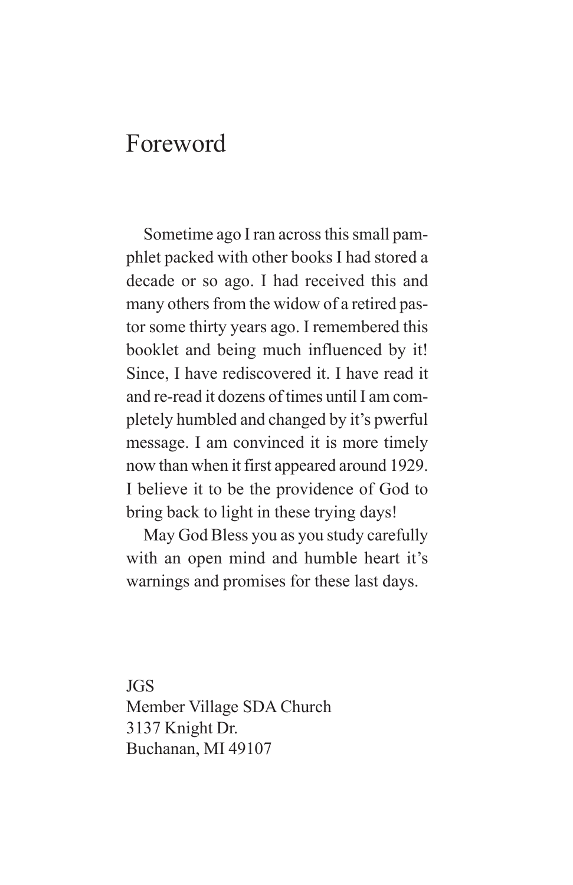# Foreword

Sometime ago I ran across this small pamphlet packed with other books I had stored a decade or so ago. I had received this and many others from the widow of a retired pastor some thirty years ago. I remembered this booklet and being much influenced by it! Since, I have rediscovered it. I have read it and re-read it dozens of times until I am completely humbled and changed by it's pwerful message. I am convinced it is more timely now than when it first appeared around 1929. I believe it to be the providence of God to bring back to light in these trying days!

May God Bless you as you study carefully with an open mind and humble heart it's warnings and promises for these last days.

JGS
Member Village SDA Church
3137 Knight Dr.
Buchanan, MI 49107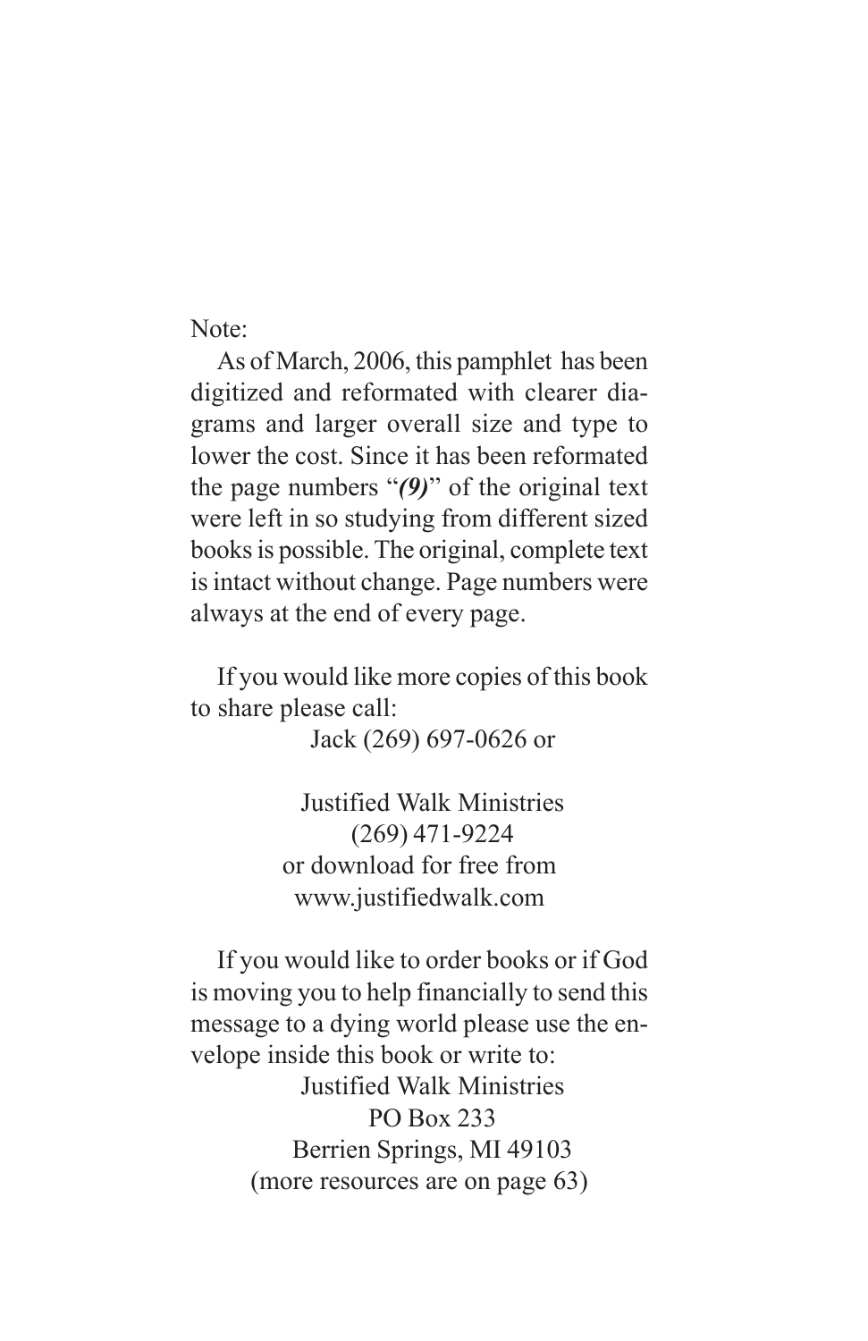Note:

As of March, 2006, this pamphlet has been digitized and reformated with clearer diagrams and larger overall size and type to lower the cost. Since it has been reformated the page numbers "***(9)***" of the original text were left in so studying from different sized books is possible. The original, complete text is intact without change. Page numbers were always at the end of every page.

If you would like more copies of this book to share please call:

Jack (269) 697-0626 or

Justified Walk Ministries
(269) 471-9224
or download for free from
www.justifiedwalk.com

If you would like to order books or if God is moving you to help financially to send this message to a dying world please use the envelope inside this book or write to:

Justified Walk Ministries
PO Box 233
Berrien Springs, MI 49103
(more resources are on page 63)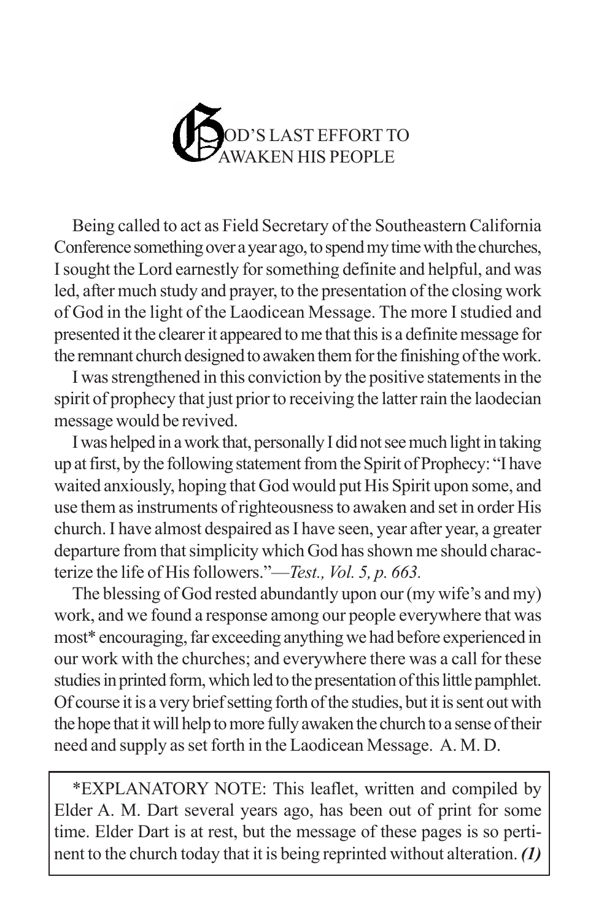# GOD'S LAST EFFORT TO AWAKEN HIS PEOPLE

Being called to act as Field Secretary of the Southeastern California Conference something over a year ago, to spend my time with the churches, I sought the Lord earnestly for something definite and helpful, and was led, after much study and prayer, to the presentation of the closing work of God in the light of the Laodicean Message. The more I studied and presented it the clearer it appeared to me that this is a definite message for the remnant church designed to awaken them for the finishing of the work.

I was strengthened in this conviction by the positive statements in the spirit of prophecy that just prior to receiving the latter rain the laodecian message would be revived.

I was helped in a work that, personally I did not see much light in taking up at first, by the following statement from the Spirit of Prophecy: "I have waited anxiously, hoping that God would put His Spirit upon some, and use them as instruments of righteousness to awaken and set in order His church. I have almost despaired as I have seen, year after year, a greater departure from that simplicity which God has shown me should characterize the life of His followers."—*Test., Vol. 5, p. 663.*

The blessing of God rested abundantly upon our (my wife's and my) work, and we found a response among our people everywhere that was most* encouraging, far exceeding anything we had before experienced in our work with the churches; and everywhere there was a call for these studies in printed form, which led to the presentation of this little pamphlet. Of course it is a very brief setting forth of the studies, but it is sent out with the hope that it will help to more fully awaken the church to a sense of their need and supply as set forth in the Laodicean Message. A. M. D.

*EXPLANATORY NOTE: This leaflet, written and compiled by Elder A. M. Dart several years ago, has been out of print for some time. Elder Dart is at rest, but the message of these pages is so pertinent to the church today that it is being reprinted without alteration.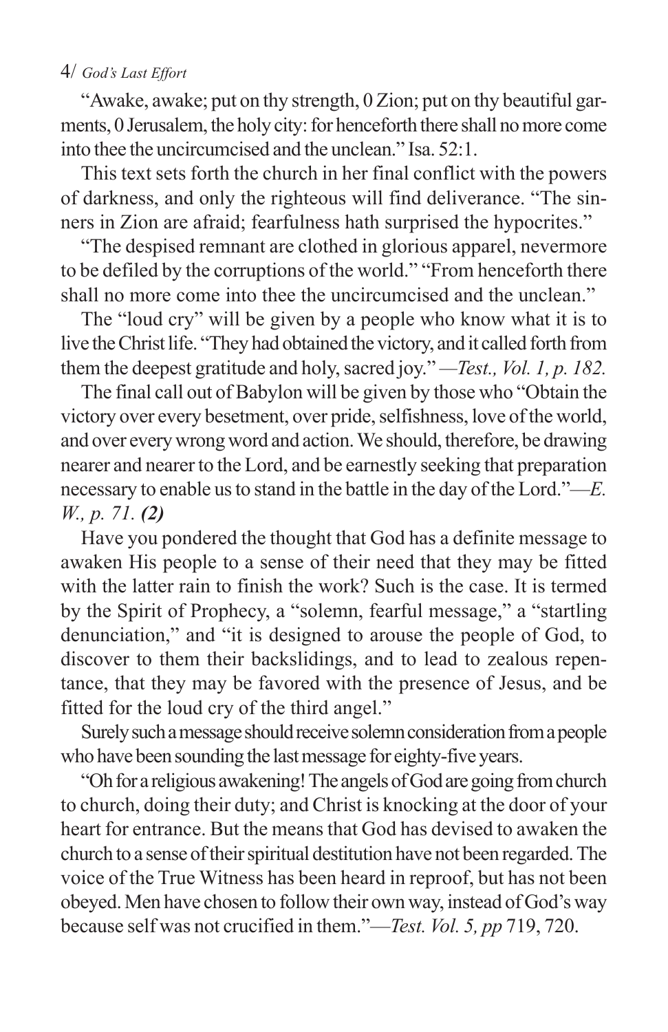"Awake, awake; put on thy strength, 0 Zion; put on thy beautiful garments, 0 Jerusalem, the holy city: for henceforth there shall no more come into thee the uncircumcised and the unclean." Isa. 52:1.

This text sets forth the church in her final conflict with the powers of darkness, and only the righteous will find deliverance. "The sinners in Zion are afraid; fearfulness hath surprised the hypocrites."

"The despised remnant are clothed in glorious apparel, nevermore to be defiled by the corruptions of the world." "From henceforth there shall no more come into thee the uncircumcised and the unclean."

The "loud cry" will be given by a people who know what it is to live the Christ life. "They had obtained the victory, and it called forth from them the deepest gratitude and holy, sacred joy." —*Test., Vol. 1, p. 182.*

The final call out of Babylon will be given by those who "Obtain the victory over every besetment, over pride, selfishness, love of the world, and over every wrong word and action. We should, therefore, be drawing nearer and nearer to the Lord, and be earnestly seeking that preparation necessary to enable us to stand in the battle in the day of the Lord."—*E. W., p. 71.* ***(2)***

Have you pondered the thought that God has a definite message to awaken His people to a sense of their need that they may be fitted with the latter rain to finish the work? Such is the case. It is termed by the Spirit of Prophecy, a "solemn, fearful message," a "startling denunciation," and "it is designed to arouse the people of God, to discover to them their backslidings, and to lead to zealous repentance, that they may be favored with the presence of Jesus, and be fitted for the loud cry of the third angel."

Surely such a message should receive solemn consideration from a people who have been sounding the last message for eighty-five years.

"Oh for a religious awakening! The angels of God are going from church to church, doing their duty; and Christ is knocking at the door of your heart for entrance. But the means that God has devised to awaken the church to a sense of their spiritual destitution have not been regarded. The voice of the True Witness has been heard in reproof, but has not been obeyed. Men have chosen to follow their own way, instead of God's way because self was not crucified in them."—*Test. Vol. 5, pp* 719, 720.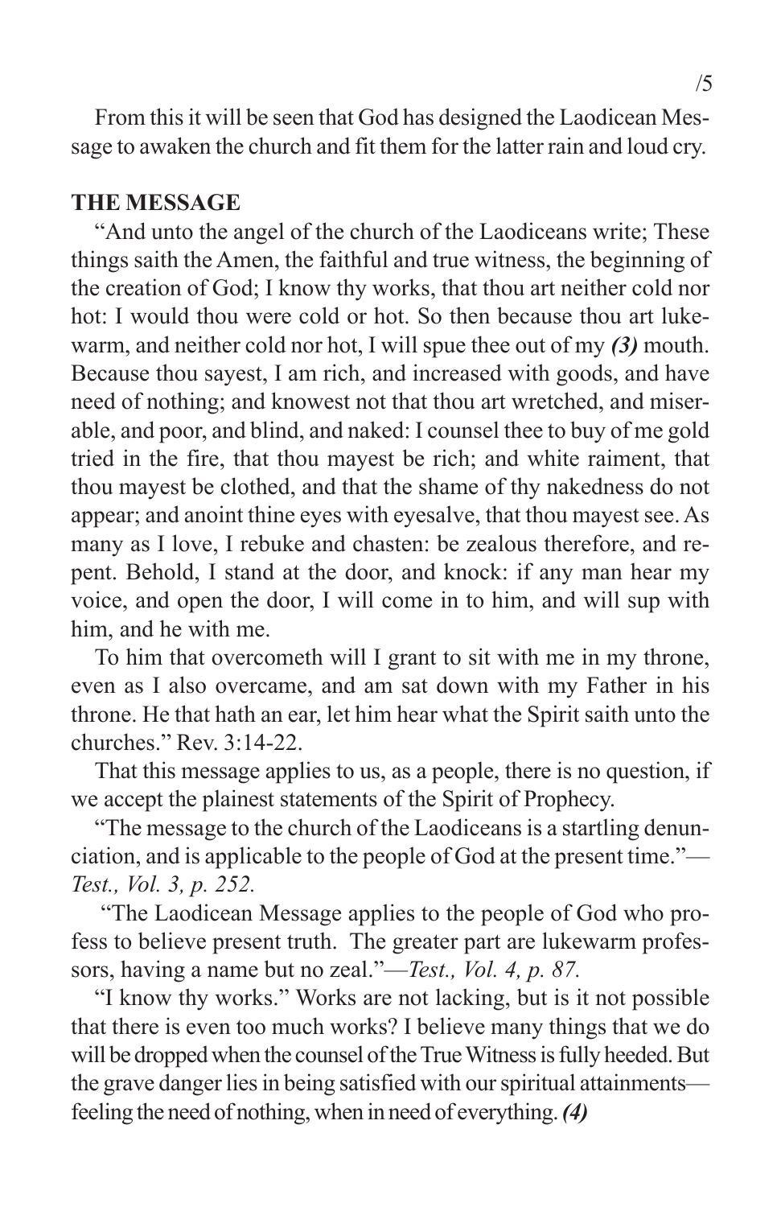From this it will be seen that God has designed the Laodicean Message to awaken the church and fit them for the latter rain and loud cry.

**THE MESSAGE**

"And unto the angel of the church of the Laodiceans write; These things saith the Amen, the faithful and true witness, the beginning of the creation of God; I know thy works, that thou art neither cold nor hot: I would thou were cold or hot. So then because thou art lukewarm, and neither cold nor hot, I will spue thee out of my ***(3)*** mouth. Because thou sayest, I am rich, and increased with goods, and have need of nothing; and knowest not that thou art wretched, and miserable, and poor, and blind, and naked: I counsel thee to buy of me gold tried in the fire, that thou mayest be rich; and white raiment, that thou mayest be clothed, and that the shame of thy nakedness do not appear; and anoint thine eyes with eyesalve, that thou mayest see. As many as I love, I rebuke and chasten: be zealous therefore, and repent. Behold, I stand at the door, and knock: if any man hear my voice, and open the door, I will come in to him, and will sup with him, and he with me.

To him that overcometh will I grant to sit with me in my throne, even as I also overcame, and am sat down with my Father in his throne. He that hath an ear, let him hear what the Spirit saith unto the churches." Rev. 3:14-22.

That this message applies to us, as a people, there is no question, if we accept the plainest statements of the Spirit of Prophecy.

"The message to the church of the Laodiceans is a startling denunciation, and is applicable to the people of God at the present time."—*Test., Vol. 3, p. 252.*

"The Laodicean Message applies to the people of God who profess to believe present truth. The greater part are lukewarm professors, having a name but no zeal."—*Test., Vol. 4, p. 87.*

"I know thy works." Works are not lacking, but is it not possible that there is even too much works? I believe many things that we do will be dropped when the counsel of the True Witness is fully heeded. But the grave danger lies in being satisfied with our spiritual attainments—feeling the need of nothing, when in need of everything. ***(4)***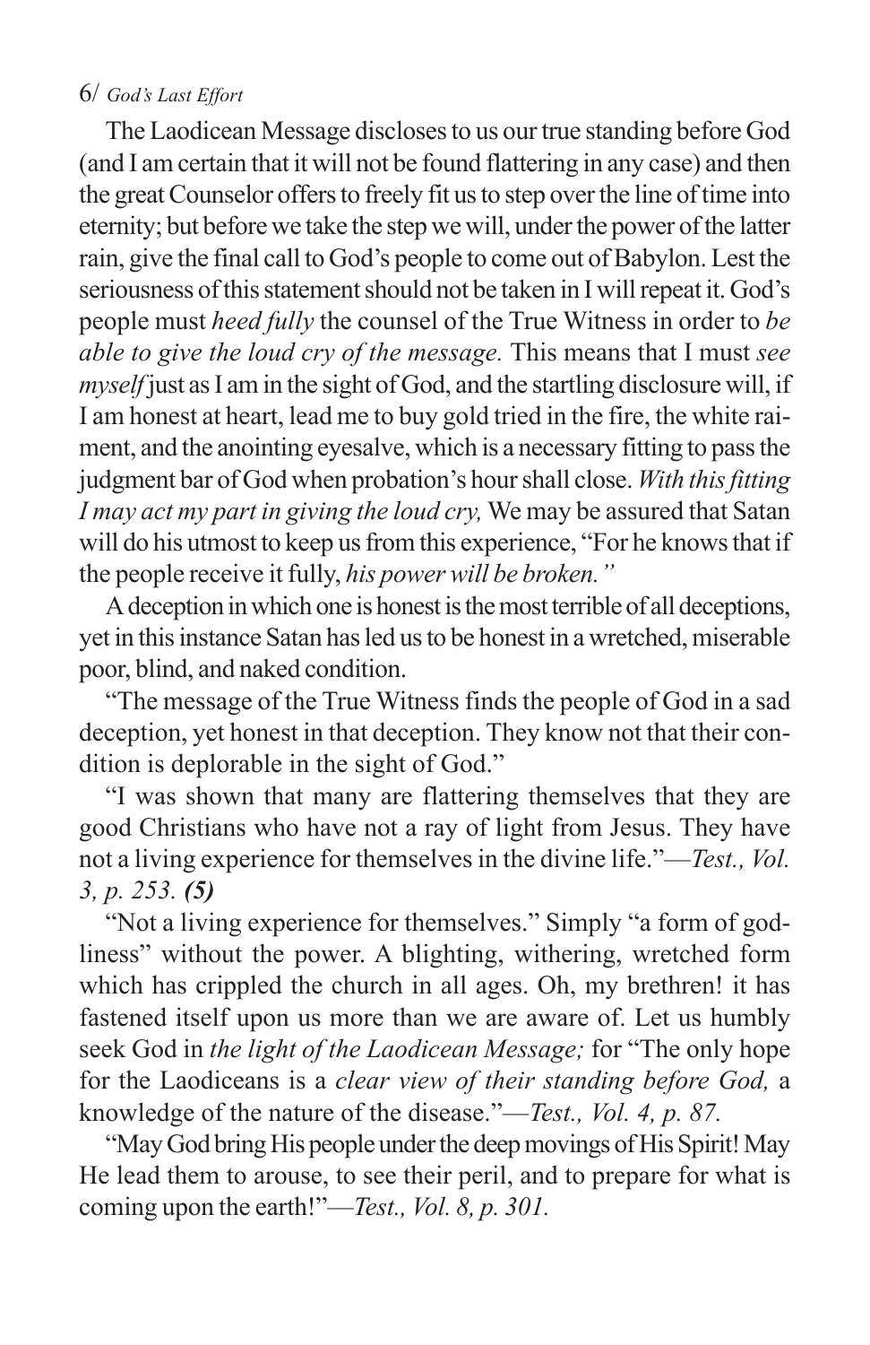The Laodicean Message discloses to us our true standing before God (and I am certain that it will not be found flattering in any case) and then the great Counselor offers to freely fit us to step over the line of time into eternity; but before we take the step we will, under the power of the latter rain, give the final call to God's people to come out of Babylon. Lest the seriousness of this statement should not be taken in I will repeat it. God's people must *heed fully* the counsel of the True Witness in order to *be able to give the loud cry of the message.* This means that I must *see myself* just as I am in the sight of God, and the startling disclosure will, if I am honest at heart, lead me to buy gold tried in the fire, the white raiment, and the anointing eyesalve, which is a necessary fitting to pass the judgment bar of God when probation's hour shall close. *With this fitting I may act my part in giving the loud cry,* We may be assured that Satan will do his utmost to keep us from this experience, "For he knows that if the people receive it fully, *his power will be broken."*

A deception in which one is honest is the most terrible of all deceptions, yet in this instance Satan has led us to be honest in a wretched, miserable poor, blind, and naked condition.

"The message of the True Witness finds the people of God in a sad deception, yet honest in that deception. They know not that their condition is deplorable in the sight of God."

"I was shown that many are flattering themselves that they are good Christians who have not a ray of light from Jesus. They have not a living experience for themselves in the divine life."—*Test., Vol. 3, p. 253.* ***(5)***

"Not a living experience for themselves." Simply "a form of godliness" without the power. A blighting, withering, wretched form which has crippled the church in all ages. Oh, my brethren! it has fastened itself upon us more than we are aware of. Let us humbly seek God in *the light of the Laodicean Message;* for "The only hope for the Laodiceans is a *clear view of their standing before God,* a knowledge of the nature of the disease."—*Test., Vol. 4, p. 87.*

"May God bring His people under the deep movings of His Spirit! May He lead them to arouse, to see their peril, and to prepare for what is coming upon the earth!"—*Test., Vol. 8, p. 301.*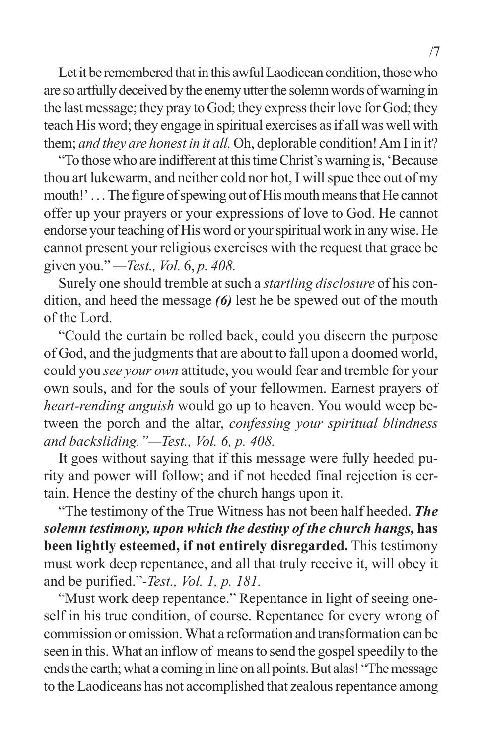Let it be remembered that in this awful Laodicean condition, those who are so artfully deceived by the enemy utter the solemn words of warning in the last message; they pray to God; they express their love for God; they teach His word; they engage in spiritual exercises as if all was well with them; *and they are honest in it all.* Oh, deplorable condition! Am I in it?

"To those who are indifferent at this time Christ's warning is, 'Because thou art lukewarm, and neither cold nor hot, I will spue thee out of my mouth!' . . . The figure of spewing out of His mouth means that He cannot offer up your prayers or your expressions of love to God. He cannot endorse your teaching of His word or your spiritual work in any wise. He cannot present your religious exercises with the request that grace be given you." *—Test., Vol.* 6, *p. 408.*

Surely one should tremble at such a *startling disclosure* of his condition, and heed the message ***(6)*** lest he be spewed out of the mouth of the Lord.

"Could the curtain be rolled back, could you discern the purpose of God, and the judgments that are about to fall upon a doomed world, could you *see your own* attitude, you would fear and tremble for your own souls, and for the souls of your fellowmen. Earnest prayers of *heart-rending anguish* would go up to heaven. You would weep between the porch and the altar, *confessing your spiritual blindness and backsliding."—Test., Vol. 6, p. 408.*

It goes without saying that if this message were fully heeded purity and power will follow; and if not heeded final rejection is certain. Hence the destiny of the church hangs upon it.

"The testimony of the True Witness has not been half heeded. ***The solemn testimony, upon which the destiny of the church hangs,*** **has been lightly esteemed, if not entirely disregarded.** This testimony must work deep repentance, and all that truly receive it, will obey it and be purified."-*Test., Vol. 1, p. 181.*

"Must work deep repentance." Repentance in light of seeing oneself in his true condition, of course. Repentance for every wrong of commission or omission. What a reformation and transformation can be seen in this. What an inflow of means to send the gospel speedily to the ends the earth; what a coming in line on all points. But alas! "The message to the Laodiceans has not accomplished that zealous repentance among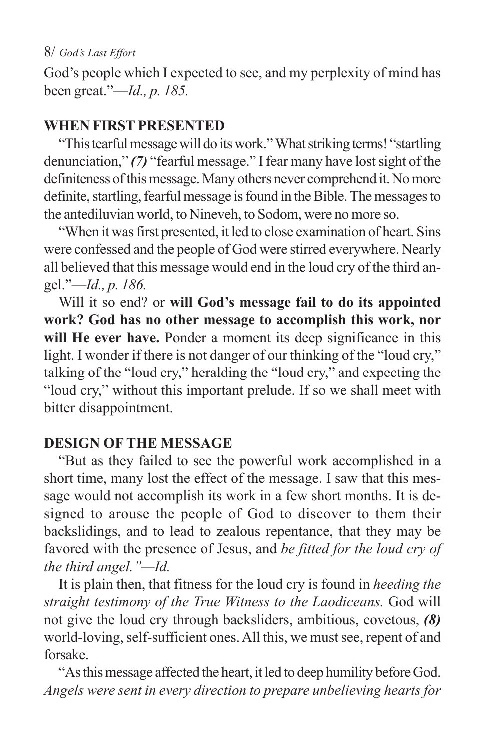God's people which I expected to see, and my perplexity of mind has been great."—*Id., p. 185.*

## WHEN FIRST PRESENTED

"This tearful message will do its work." What striking terms! "startling denunciation," ***(7)*** "fearful message." I fear many have lost sight of the definiteness of this message. Many others never comprehend it. No more definite, startling, fearful message is found in the Bible. The messages to the antediluvian world, to Nineveh, to Sodom, were no more so.

"When it was first presented, it led to close examination of heart. Sins were confessed and the people of God were stirred everywhere. Nearly all believed that this message would end in the loud cry of the third angel."—*Id., p. 186.*

Will it so end? or **will God's message fail to do its appointed work? God has no other message to accomplish this work, nor will He ever have.** Ponder a moment its deep significance in this light. I wonder if there is not danger of our thinking of the "loud cry," talking of the "loud cry," heralding the "loud cry," and expecting the "loud cry," without this important prelude. If so we shall meet with bitter disappointment.

## DESIGN OF THE MESSAGE

"But as they failed to see the powerful work accomplished in a short time, many lost the effect of the message. I saw that this message would not accomplish its work in a few short months. It is designed to arouse the people of God to discover to them their backslidings, and to lead to zealous repentance, that they may be favored with the presence of Jesus, and *be fitted for the loud cry of the third angel."—Id.*

It is plain then, that fitness for the loud cry is found in *heeding the straight testimony of the True Witness to the Laodiceans.* God will not give the loud cry through backsliders, ambitious, covetous, ***(8)*** world-loving, self-sufficient ones. All this, we must see, repent of and forsake.

"As this message affected the heart, it led to deep humility before God. *Angels were sent in every direction to prepare unbelieving hearts for*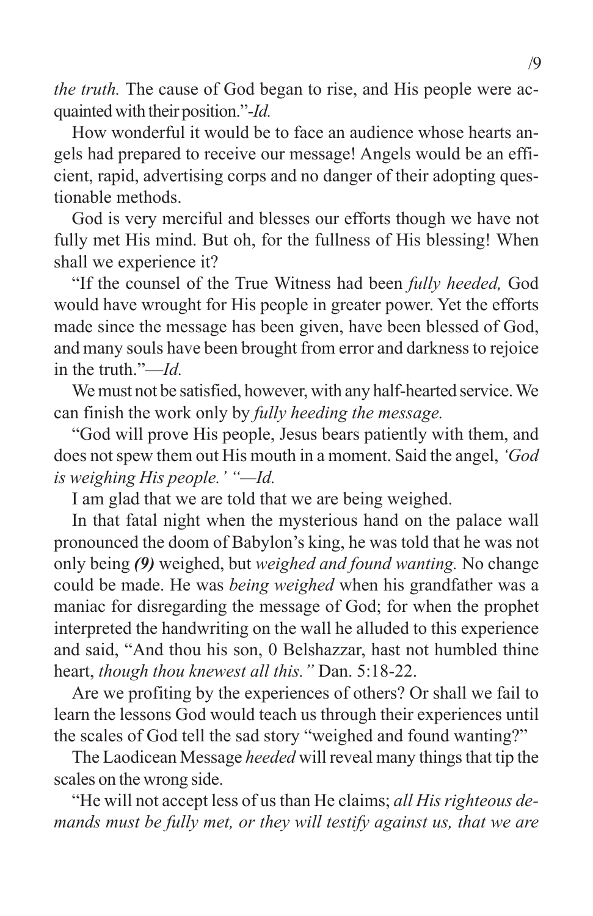*the truth.* The cause of God began to rise, and His people were acquainted with their position."-*Id.*

How wonderful it would be to face an audience whose hearts angels had prepared to receive our message! Angels would be an efficient, rapid, advertising corps and no danger of their adopting questionable methods.

God is very merciful and blesses our efforts though we have not fully met His mind. But oh, for the fullness of His blessing! When shall we experience it?

"If the counsel of the True Witness had been *fully heeded,* God would have wrought for His people in greater power. Yet the efforts made since the message has been given, have been blessed of God, and many souls have been brought from error and darkness to rejoice in the truth."—*Id.*

We must not be satisfied, however, with any half-hearted service. We can finish the work only by *fully heeding the message.*

"God will prove His people, Jesus bears patiently with them, and does not spew them out His mouth in a moment. Said the angel, *'God is weighing His people.'* "—*Id.*

I am glad that we are told that we are being weighed.

In that fatal night when the mysterious hand on the palace wall pronounced the doom of Babylon's king, he was told that he was not only being ***(9)*** weighed, but *weighed and found wanting.* No change could be made. He was *being weighed* when his grandfather was a maniac for disregarding the message of God; for when the prophet interpreted the handwriting on the wall he alluded to this experience and said, "And thou his son, 0 Belshazzar, hast not humbled thine heart, *though thou knewest all this."* Dan. 5:18-22.

Are we profiting by the experiences of others? Or shall we fail to learn the lessons God would teach us through their experiences until the scales of God tell the sad story "weighed and found wanting?"

The Laodicean Message *heeded* will reveal many things that tip the scales on the wrong side.

"He will not accept less of us than He claims; *all His righteous demands must be fully met, or they will testify against us, that we are*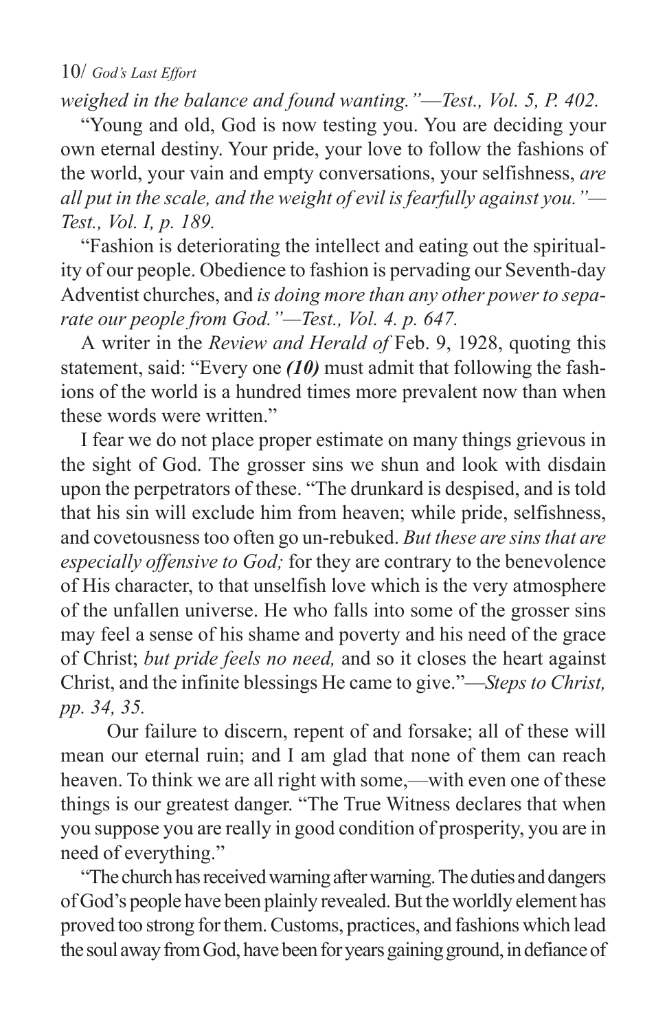*weighed in the balance and found wanting."—Test., Vol. 5, P. 402.*

"Young and old, God is now testing you. You are deciding your own eternal destiny. Your pride, your love to follow the fashions of the world, your vain and empty conversations, your selfishness, *are all put in the scale, and the weight of evil is fearfully against you."—Test., Vol. I, p. 189.*

"Fashion is deteriorating the intellect and eating out the spirituality of our people. Obedience to fashion is pervading our Seventh-day Adventist churches, and *is doing more than any other power to separate our people from God."—Test., Vol. 4. p. 647.*

A writer in the *Review and Herald of* Feb. 9, 1928, quoting this statement, said: "Every one ***(10)*** must admit that following the fashions of the world is a hundred times more prevalent now than when these words were written."

I fear we do not place proper estimate on many things grievous in the sight of God. The grosser sins we shun and look with disdain upon the perpetrators of these. "The drunkard is despised, and is told that his sin will exclude him from heaven; while pride, selfishness, and covetousness too often go un-rebuked. *But these are sins that are especially offensive to God;* for they are contrary to the benevolence of His character, to that unselfish love which is the very atmosphere of the unfallen universe. He who falls into some of the grosser sins may feel a sense of his shame and poverty and his need of the grace of Christ; *but pride feels no need,* and so it closes the heart against Christ, and the infinite blessings He came to give."—*Steps to Christ, pp. 34, 35.*

Our failure to discern, repent of and forsake; all of these will mean our eternal ruin; and I am glad that none of them can reach heaven. To think we are all right with some,—with even one of these things is our greatest danger. "The True Witness declares that when you suppose you are really in good condition of prosperity, you are in need of everything."

"The church has received warning after warning. The duties and dangers of God's people have been plainly revealed. But the worldly element has proved too strong for them. Customs, practices, and fashions which lead the soul away from God, have been for years gaining ground, in defiance of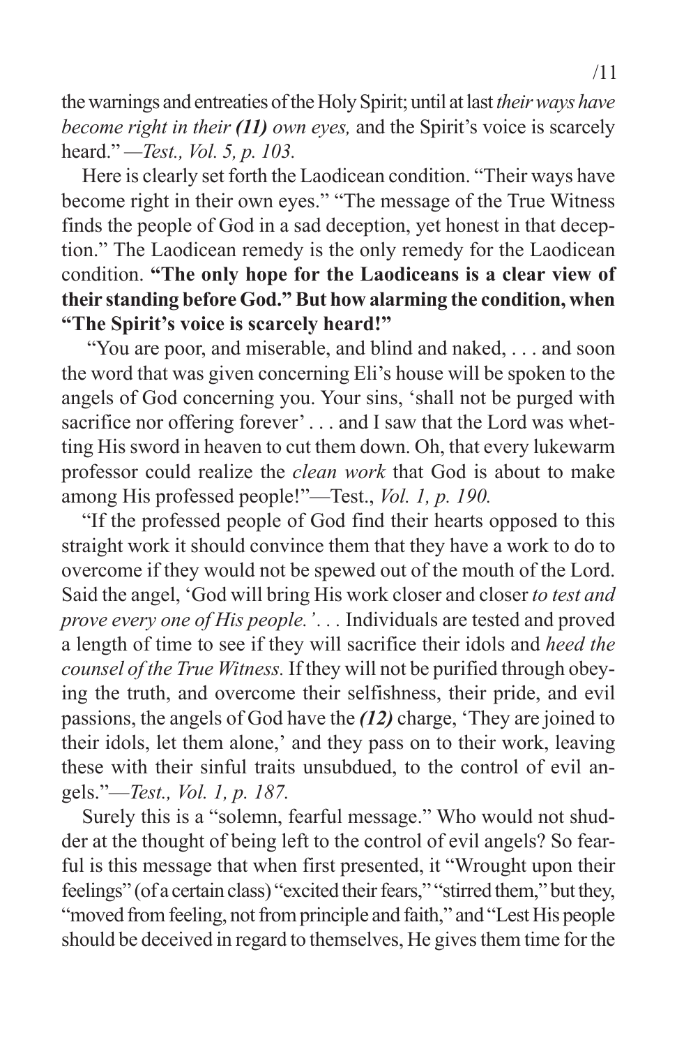the warnings and entreaties of the Holy Spirit; until at last *their ways have become right in their **(11)** own eyes,* and the Spirit's voice is scarcely heard." *—Test., Vol. 5, p. 103.*

Here is clearly set forth the Laodicean condition. "Their ways have become right in their own eyes." "The message of the True Witness finds the people of God in a sad deception, yet honest in that deception." The Laodicean remedy is the only remedy for the Laodicean condition. **"The only hope for the Laodiceans is a clear view of their standing before God." But how alarming the condition, when "The Spirit's voice is scarcely heard!"**

"You are poor, and miserable, and blind and naked, . . . and soon the word that was given concerning Eli's house will be spoken to the angels of God concerning you. Your sins, 'shall not be purged with sacrifice nor offering forever' . . . and I saw that the Lord was whetting His sword in heaven to cut them down. Oh, that every lukewarm professor could realize the *clean work* that God is about to make among His professed people!"—Test., *Vol. 1, p. 190.*

"If the professed people of God find their hearts opposed to this straight work it should convince them that they have a work to do to overcome if they would not be spewed out of the mouth of the Lord. Said the angel, 'God will bring His work closer and closer *to test and prove every one of His people.'*. . . Individuals are tested and proved a length of time to see if they will sacrifice their idols and *heed the counsel of the True Witness.* If they will not be purified through obeying the truth, and overcome their selfishness, their pride, and evil passions, the angels of God have the ***(12)*** charge, 'They are joined to their idols, let them alone,' and they pass on to their work, leaving these with their sinful traits unsubdued, to the control of evil angels."*—Test., Vol. 1, p. 187.*

Surely this is a "solemn, fearful message." Who would not shudder at the thought of being left to the control of evil angels? So fearful is this message that when first presented, it "Wrought upon their feelings" (of a certain class) "excited their fears," "stirred them," but they, "moved from feeling, not from principle and faith," and "Lest His people should be deceived in regard to themselves, He gives them time for the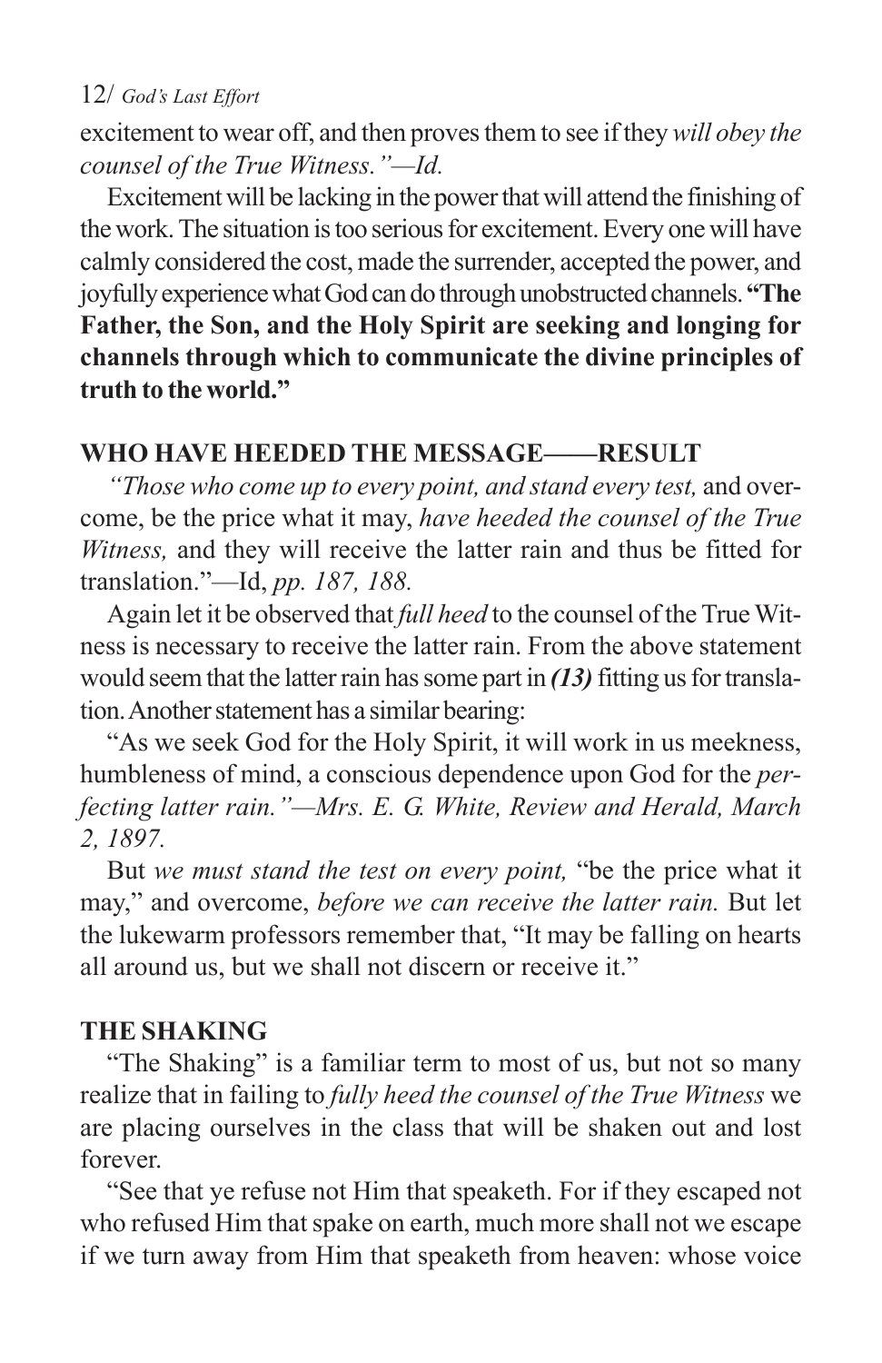excitement to wear off, and then proves them to see if they *will obey the counsel of the True Witness."—Id.*

Excitement will be lacking in the power that will attend the finishing of the work. The situation is too serious for excitement. Every one will have calmly considered the cost, made the surrender, accepted the power, and joyfully experience what God can do through unobstructed channels. **"The Father, the Son, and the Holy Spirit are seeking and longing for channels through which to communicate the divine principles of truth to the world."**

## WHO HAVE HEEDED THE MESSAGE——RESULT

*"Those who come up to every point, and stand every test,* and overcome, be the price what it may, *have heeded the counsel of the True Witness,* and they will receive the latter rain and thus be fitted for translation."—Id, *pp. 187, 188.*

Again let it be observed that *full heed* to the counsel of the True Witness is necessary to receive the latter rain. From the above statement would seem that the latter rain has some part in ***(13)*** fitting us for translation. Another statement has a similar bearing:

"As we seek God for the Holy Spirit, it will work in us meekness, humbleness of mind, a conscious dependence upon God for the *perfecting latter rain."—Mrs. E. G. White, Review and Herald, March 2, 1897.*

But *we must stand the test on every point,* "be the price what it may," and overcome, *before we can receive the latter rain.* But let the lukewarm professors remember that, "It may be falling on hearts all around us, but we shall not discern or receive it."

## THE SHAKING

"The Shaking" is a familiar term to most of us, but not so many realize that in failing to *fully heed the counsel of the True Witness* we are placing ourselves in the class that will be shaken out and lost forever.

"See that ye refuse not Him that speaketh. For if they escaped not who refused Him that spake on earth, much more shall not we escape if we turn away from Him that speaketh from heaven: whose voice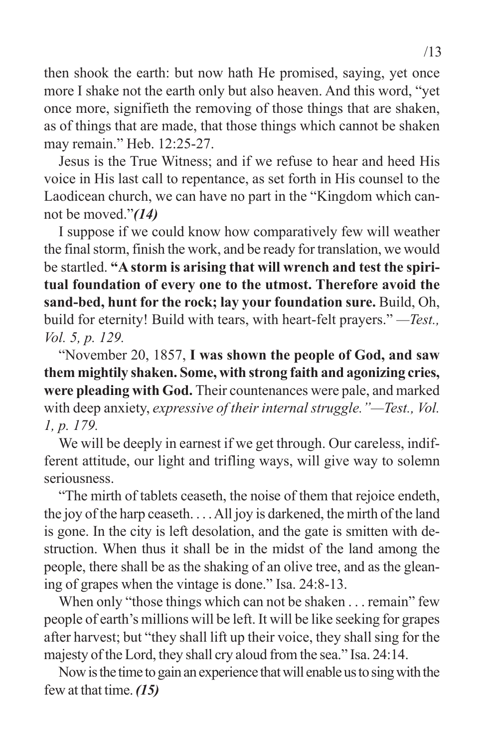then shook the earth: but now hath He promised, saying, yet once more I shake not the earth only but also heaven. And this word, "yet once more, signifieth the removing of those things that are shaken, as of things that are made, that those things which cannot be shaken may remain." Heb. 12:25-27.

Jesus is the True Witness; and if we refuse to hear and heed His voice in His last call to repentance, as set forth in His counsel to the Laodicean church, we can have no part in the "Kingdom which cannot be moved."***(14)***

I suppose if we could know how comparatively few will weather the final storm, finish the work, and be ready for translation, we would be startled. **"A storm is arising that will wrench and test the spiritual foundation of every one to the utmost. Therefore avoid the sand-bed, hunt for the rock; lay your foundation sure.** Build, Oh, build for eternity! Build with tears, with heart-felt prayers." *—Test., Vol. 5, p. 129.*

"November 20, 1857, **I was shown the people of God, and saw them mightily shaken. Some, with strong faith and agonizing cries, were pleading with God.** Their countenances were pale, and marked with deep anxiety, *expressive of their internal struggle."—Test., Vol. 1, p. 179.*

We will be deeply in earnest if we get through. Our careless, indifferent attitude, our light and trifling ways, will give way to solemn seriousness.

"The mirth of tablets ceaseth, the noise of them that rejoice endeth, the joy of the harp ceaseth. . . . All joy is darkened, the mirth of the land is gone. In the city is left desolation, and the gate is smitten with destruction. When thus it shall be in the midst of the land among the people, there shall be as the shaking of an olive tree, and as the gleaning of grapes when the vintage is done." Isa. 24:8-13.

When only "those things which can not be shaken . . . remain" few people of earth's millions will be left. It will be like seeking for grapes after harvest; but "they shall lift up their voice, they shall sing for the majesty of the Lord, they shall cry aloud from the sea." Isa. 24:14.

Now is the time to gain an experience that will enable us to sing with the few at that time. ***(15)***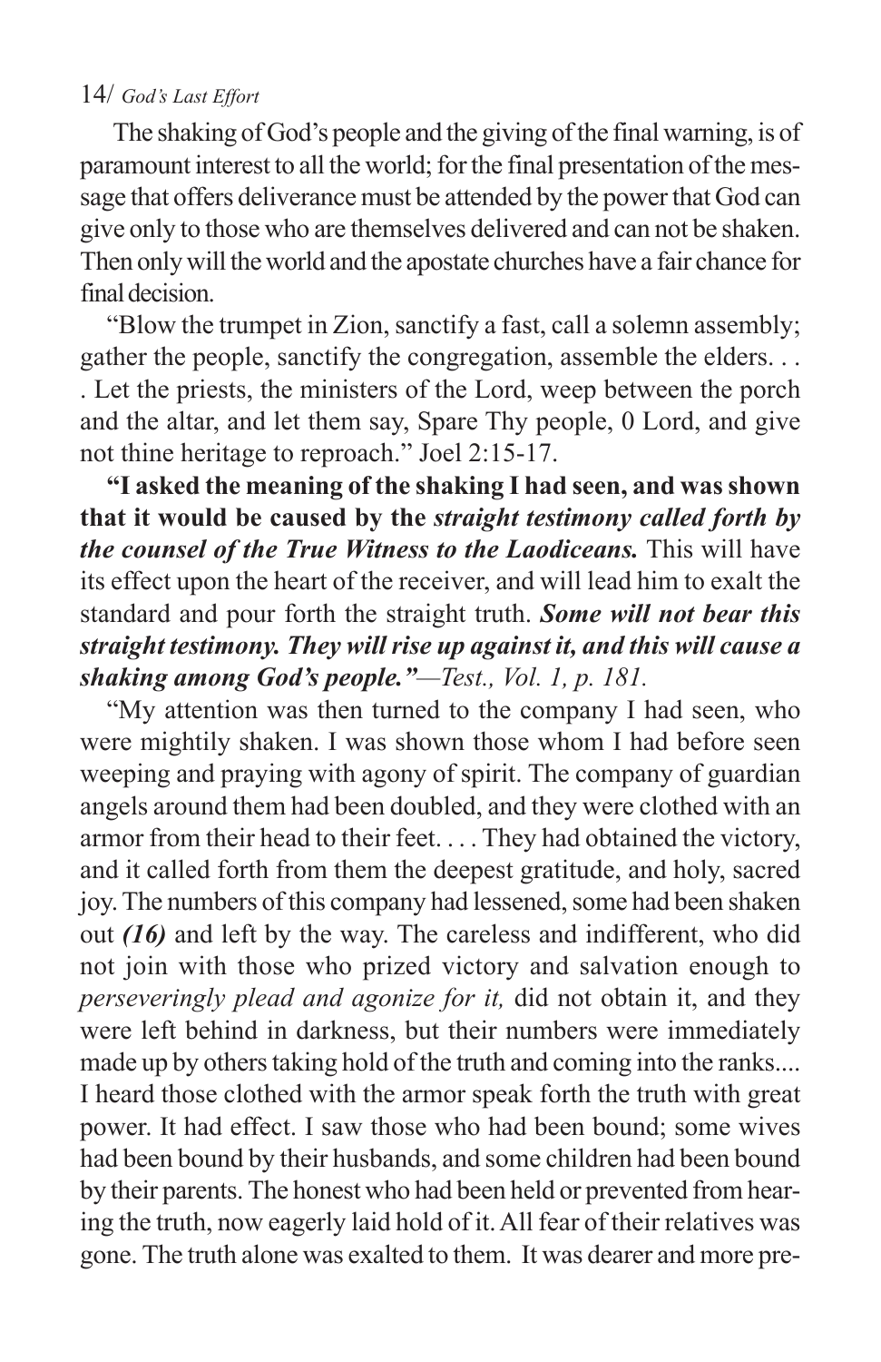The shaking of God's people and the giving of the final warning, is of paramount interest to all the world; for the final presentation of the message that offers deliverance must be attended by the power that God can give only to those who are themselves delivered and can not be shaken. Then only will the world and the apostate churches have a fair chance for final decision.

"Blow the trumpet in Zion, sanctify a fast, call a solemn assembly; gather the people, sanctify the congregation, assemble the elders. . . . Let the priests, the ministers of the Lord, weep between the porch and the altar, and let them say, Spare Thy people, 0 Lord, and give not thine heritage to reproach." Joel 2:15-17.

**"I asked the meaning of the shaking I had seen, and was shown that it would be caused by the *straight testimony called forth by the counsel of the True Witness to the Laodiceans.*** This will have its effect upon the heart of the receiver, and will lead him to exalt the standard and pour forth the straight truth. ***Some will not bear this straight testimony. They will rise up against it, and this will cause a shaking among God's people."*** —*Test., Vol. 1, p. 181.*

"My attention was then turned to the company I had seen, who were mightily shaken. I was shown those whom I had before seen weeping and praying with agony of spirit. The company of guardian angels around them had been doubled, and they were clothed with an armor from their head to their feet. . . . They had obtained the victory, and it called forth from them the deepest gratitude, and holy, sacred joy. The numbers of this company had lessened, some had been shaken out ***(16)*** and left by the way. The careless and indifferent, who did not join with those who prized victory and salvation enough to *perseveringly plead and agonize for it,* did not obtain it, and they were left behind in darkness, but their numbers were immediately made up by others taking hold of the truth and coming into the ranks.... I heard those clothed with the armor speak forth the truth with great power. It had effect. I saw those who had been bound; some wives had been bound by their husbands, and some children had been bound by their parents. The honest who had been held or prevented from hearing the truth, now eagerly laid hold of it. All fear of their relatives was gone. The truth alone was exalted to them. It was dearer and more pre-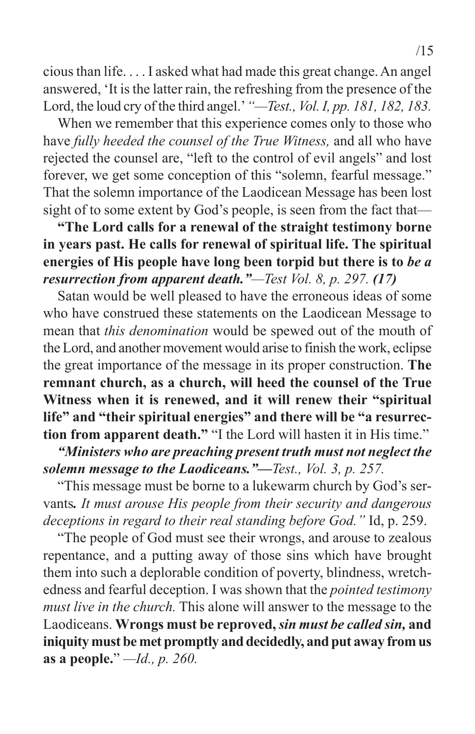cious than life. . . . I asked what had made this great change. An angel answered, 'It is the latter rain, the refreshing from the presence of the Lord, the loud cry of the third angel.' *"—Test., Vol. I, pp. 181, 182, 183.*

When we remember that this experience comes only to those who have *fully heeded the counsel of the True Witness,* and all who have rejected the counsel are, "left to the control of evil angels" and lost forever, we get some conception of this "solemn, fearful message." That the solemn importance of the Laodicean Message has been lost sight of to some extent by God's people, is seen from the fact that—

**"The Lord calls for a renewal of the straight testimony borne in years past. He calls for renewal of spiritual life. The spiritual energies of His people have long been torpid but there is to *be a resurrection from apparent death."*** *—Test Vol. 8, p. 297.* ***(17)***

Satan would be well pleased to have the erroneous ideas of some who have construed these statements on the Laodicean Message to mean that *this denomination* would be spewed out of the mouth of the Lord, and another movement would arise to finish the work, eclipse the great importance of the message in its proper construction. **The remnant church, as a church, will heed the counsel of the True Witness when it is renewed, and it will renew their "spiritual life" and "their spiritual energies" and there will be "a resurrection from apparent death."** "I the Lord will hasten it in His time."

***"Ministers who are preaching present truth must not neglect the solemn message to the Laodiceans."—*** *Test., Vol. 3, p. 257.*

"This message must be borne to a lukewarm church by God's servants**.** *It must arouse His people from their security and dangerous deceptions in regard to their real standing before God."* Id, p. 259.

"The people of God must see their wrongs, and arouse to zealous repentance, and a putting away of those sins which have brought them into such a deplorable condition of poverty, blindness, wretchedness and fearful deception. I was shown that the *pointed testimony must live in the church.* This alone will answer to the message to the Laodiceans. **Wrongs must be reproved,** ***sin must be called sin,*** **and iniquity must be met promptly and decidedly, and put away from us as a people.**" *—Id., p. 260.*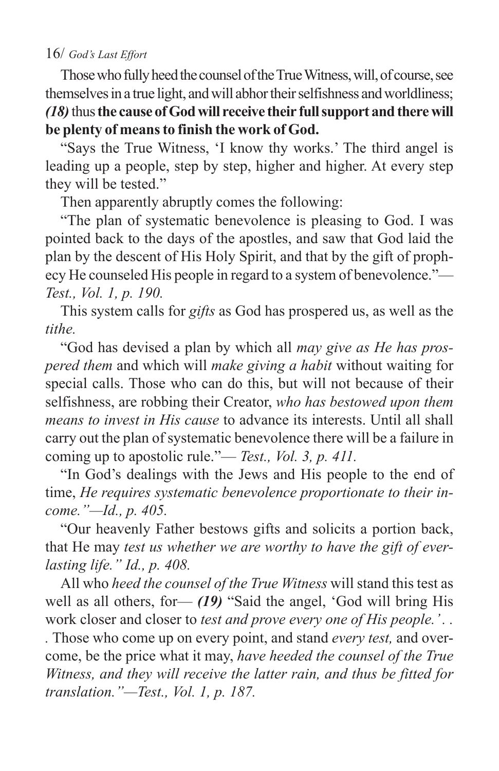Those who fully heed the counsel of the True Witness, will, of course, see themselves in a true light, and will abhor their selfishness and worldliness; ***(18)*** thus **the cause of God will receive their full support and there will be plenty of means to finish the work of God.**

"Says the True Witness, 'I know thy works.' The third angel is leading up a people, step by step, higher and higher. At every step they will be tested."

Then apparently abruptly comes the following:

"The plan of systematic benevolence is pleasing to God. I was pointed back to the days of the apostles, and saw that God laid the plan by the descent of His Holy Spirit, and that by the gift of prophecy He counseled His people in regard to a system of benevolence."— *Test., Vol. 1, p. 190.*

This system calls for *gifts* as God has prospered us, as well as the *tithe.*

"God has devised a plan by which all *may give as He has prospered them* and which will *make giving a habit* without waiting for special calls. Those who can do this, but will not because of their selfishness, are robbing their Creator, *who has bestowed upon them means to invest in His cause* to advance its interests. Until all shall carry out the plan of systematic benevolence there will be a failure in coming up to apostolic rule."— *Test., Vol. 3, p. 411.*

"In God's dealings with the Jews and His people to the end of time, *He requires systematic benevolence proportionate to their income."—Id., p. 405.*

"Our heavenly Father bestows gifts and solicits a portion back, that He may *test us whether we are worthy to have the gift of everlasting life." Id., p. 408.*

All who *heed the counsel of the True Witness* will stand this test as well as all others, for— ***(19)*** "Said the angel, 'God will bring His work closer and closer to *test and prove every one of His people.'. . .* Those who come up on every point, and stand *every test,* and overcome, be the price what it may, *have heeded the counsel of the True Witness, and they will receive the latter rain, and thus be fitted for translation."—Test., Vol. 1, p. 187.*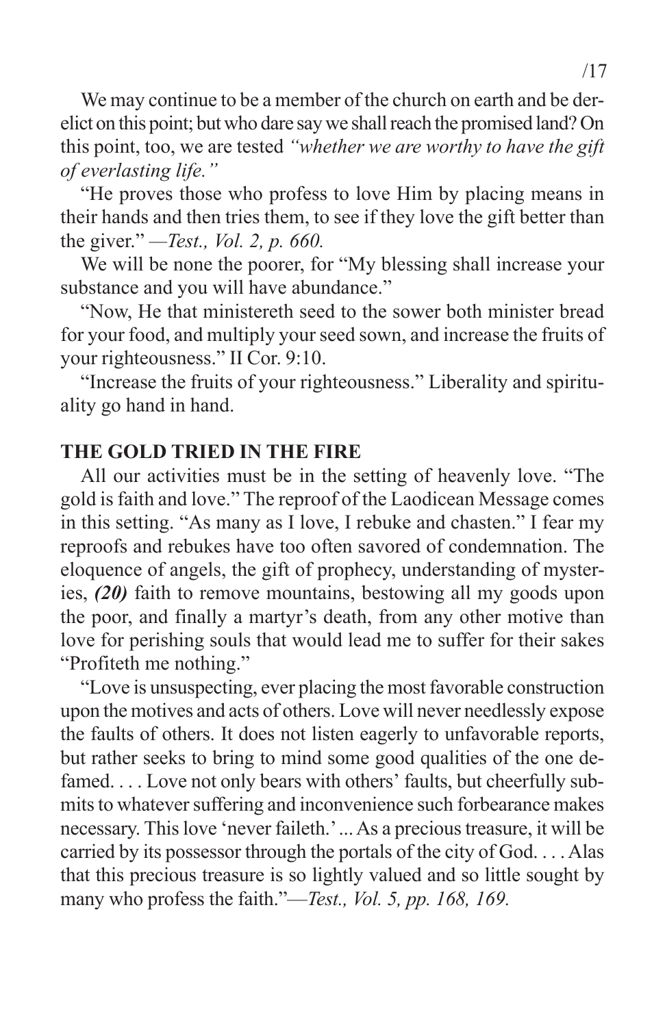We may continue to be a member of the church on earth and be derelict on this point; but who dare say we shall reach the promised land? On this point, too, we are tested *"whether we are worthy to have the gift of everlasting life."*

"He proves those who profess to love Him by placing means in their hands and then tries them, to see if they love the gift better than the giver." *—Test., Vol. 2, p. 660.*

We will be none the poorer, for "My blessing shall increase your substance and you will have abundance."

"Now, He that ministereth seed to the sower both minister bread for your food, and multiply your seed sown, and increase the fruits of your righteousness." II Cor. 9:10.

"Increase the fruits of your righteousness." Liberality and spirituality go hand in hand.

**THE GOLD TRIED IN THE FIRE**

All our activities must be in the setting of heavenly love. "The gold is faith and love." The reproof of the Laodicean Message comes in this setting. "As many as I love, I rebuke and chasten." I fear my reproofs and rebukes have too often savored of condemnation. The eloquence of angels, the gift of prophecy, understanding of mysteries, ***(20)*** faith to remove mountains, bestowing all my goods upon the poor, and finally a martyr's death, from any other motive than love for perishing souls that would lead me to suffer for their sakes "Profiteth me nothing."

"Love is unsuspecting, ever placing the most favorable construction upon the motives and acts of others. Love will never needlessly expose the faults of others. It does not listen eagerly to unfavorable reports, but rather seeks to bring to mind some good qualities of the one defamed. . . . Love not only bears with others' faults, but cheerfully submits to whatever suffering and inconvenience such forbearance makes necessary. This love 'never faileth.' ... As a precious treasure, it will be carried by its possessor through the portals of the city of God. . . . Alas that this precious treasure is so lightly valued and so little sought by many who profess the faith."*—Test., Vol. 5, pp. 168, 169.*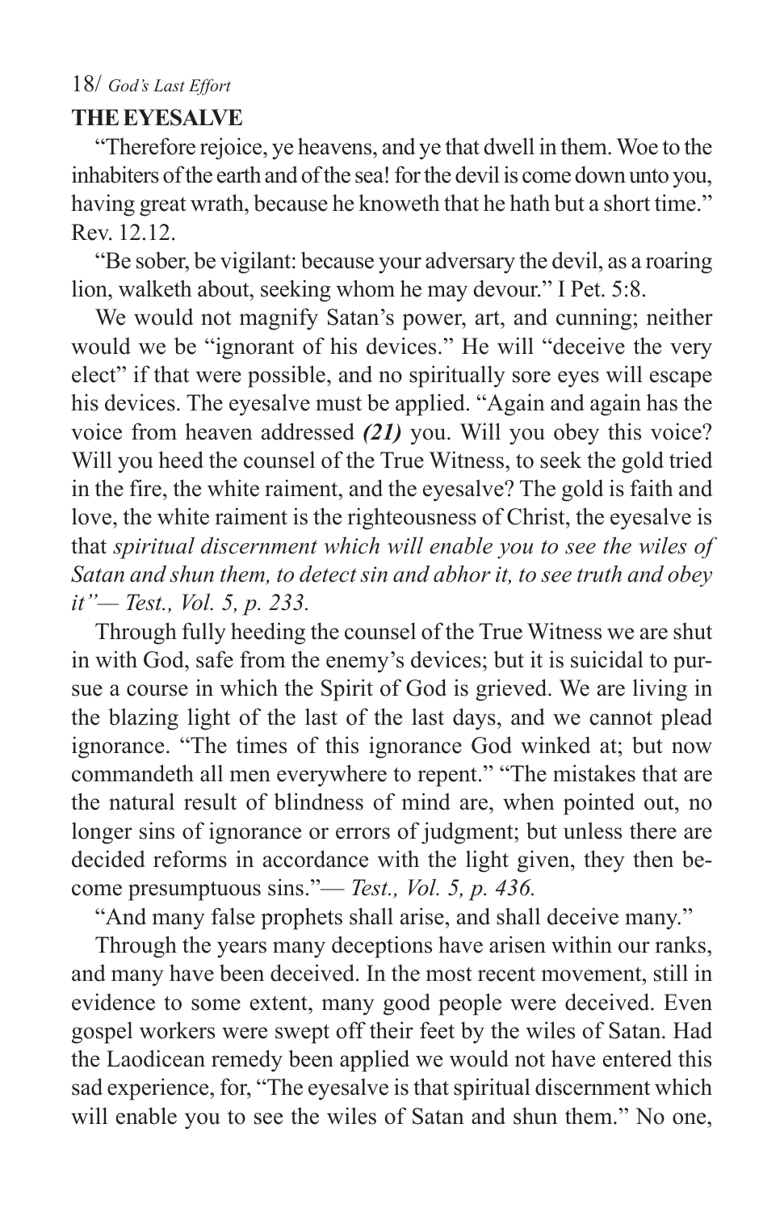## THE EYESALVE

"Therefore rejoice, ye heavens, and ye that dwell in them. Woe to the inhabiters of the earth and of the sea! for the devil is come down unto you, having great wrath, because he knoweth that he hath but a short time." Rev. 12.12.

"Be sober, be vigilant: because your adversary the devil, as a roaring lion, walketh about, seeking whom he may devour." I Pet. 5:8.

We would not magnify Satan's power, art, and cunning; neither would we be "ignorant of his devices." He will "deceive the very elect" if that were possible, and no spiritually sore eyes will escape his devices. The eyesalve must be applied. "Again and again has the voice from heaven addressed ***(21)*** you. Will you obey this voice? Will you heed the counsel of the True Witness, to seek the gold tried in the fire, the white raiment, and the eyesalve? The gold is faith and love, the white raiment is the righteousness of Christ, the eyesalve is that *spiritual discernment which will enable you to see the wiles of Satan and shun them, to detect sin and abhor it, to see truth and obey it"— Test., Vol. 5, p. 233.*

Through fully heeding the counsel of the True Witness we are shut in with God, safe from the enemy's devices; but it is suicidal to pursue a course in which the Spirit of God is grieved. We are living in the blazing light of the last of the last days, and we cannot plead ignorance. "The times of this ignorance God winked at; but now commandeth all men everywhere to repent." "The mistakes that are the natural result of blindness of mind are, when pointed out, no longer sins of ignorance or errors of judgment; but unless there are decided reforms in accordance with the light given, they then become presumptuous sins."— *Test., Vol. 5, p. 436.*

"And many false prophets shall arise, and shall deceive many."

Through the years many deceptions have arisen within our ranks, and many have been deceived. In the most recent movement, still in evidence to some extent, many good people were deceived. Even gospel workers were swept off their feet by the wiles of Satan. Had the Laodicean remedy been applied we would not have entered this sad experience, for, "The eyesalve is that spiritual discernment which will enable you to see the wiles of Satan and shun them." No one,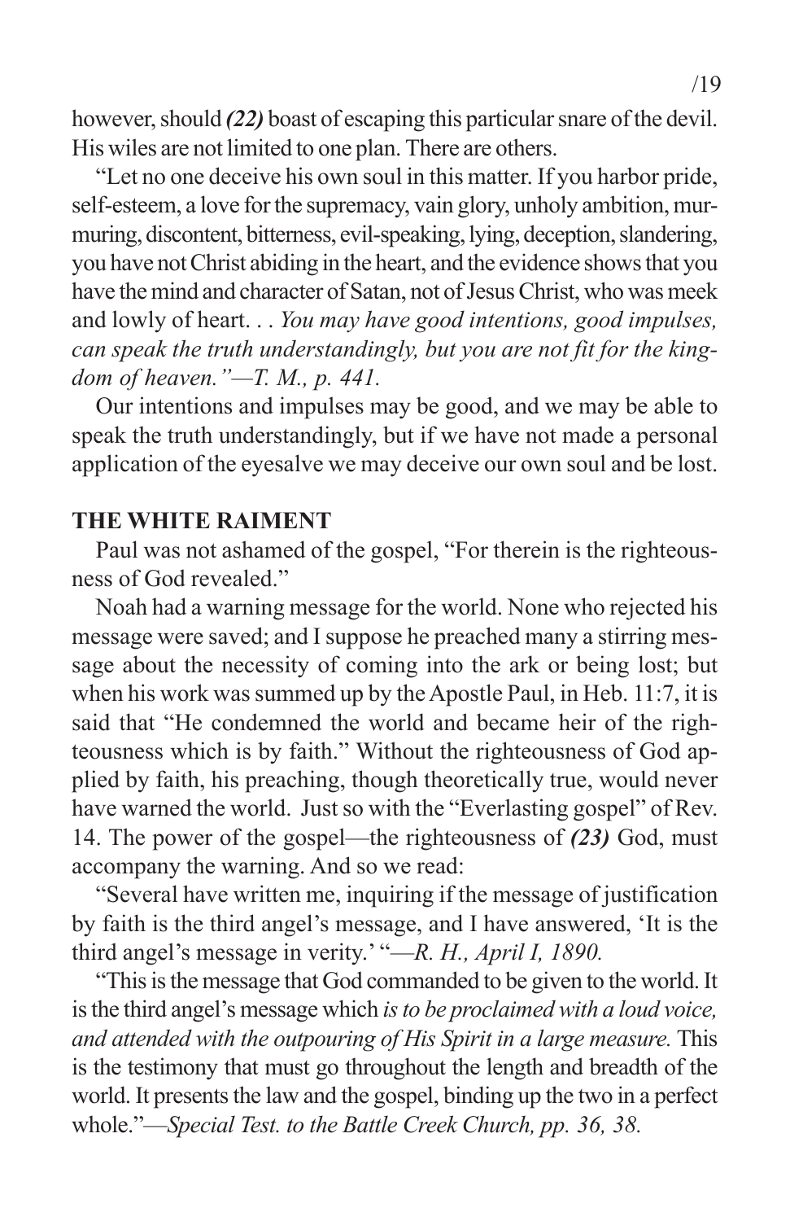however, should ***(22)*** boast of escaping this particular snare of the devil. His wiles are not limited to one plan. There are others.

"Let no one deceive his own soul in this matter. If you harbor pride, self-esteem, a love for the supremacy, vain glory, unholy ambition, murmuring, discontent, bitterness, evil-speaking, lying, deception, slandering, you have not Christ abiding in the heart, and the evidence shows that you have the mind and character of Satan, not of Jesus Christ, who was meek and lowly of heart. . . *You may have good intentions, good impulses, can speak the truth understandingly, but you are not fit for the kingdom of heaven."—T. M., p. 441.*

Our intentions and impulses may be good, and we may be able to speak the truth understandingly, but if we have not made a personal application of the eyesalve we may deceive our own soul and be lost.

**THE WHITE RAIMENT**

Paul was not ashamed of the gospel, "For therein is the righteousness of God revealed."

Noah had a warning message for the world. None who rejected his message were saved; and I suppose he preached many a stirring message about the necessity of coming into the ark or being lost; but when his work was summed up by the Apostle Paul, in Heb. 11:7, it is said that "He condemned the world and became heir of the righteousness which is by faith." Without the righteousness of God applied by faith, his preaching, though theoretically true, would never have warned the world. Just so with the "Everlasting gospel" of Rev. 14. The power of the gospel—the righteousness of ***(23)*** God, must accompany the warning. And so we read:

"Several have written me, inquiring if the message of justification by faith is the third angel's message, and I have answered, 'It is the third angel's message in verity.' "*—R. H., April I, 1890.*

"This is the message that God commanded to be given to the world. It is the third angel's message which *is to be proclaimed with a loud voice, and attended with the outpouring of His Spirit in a large measure.* This is the testimony that must go throughout the length and breadth of the world. It presents the law and the gospel, binding up the two in a perfect whole."*—Special Test. to the Battle Creek Church, pp. 36, 38.*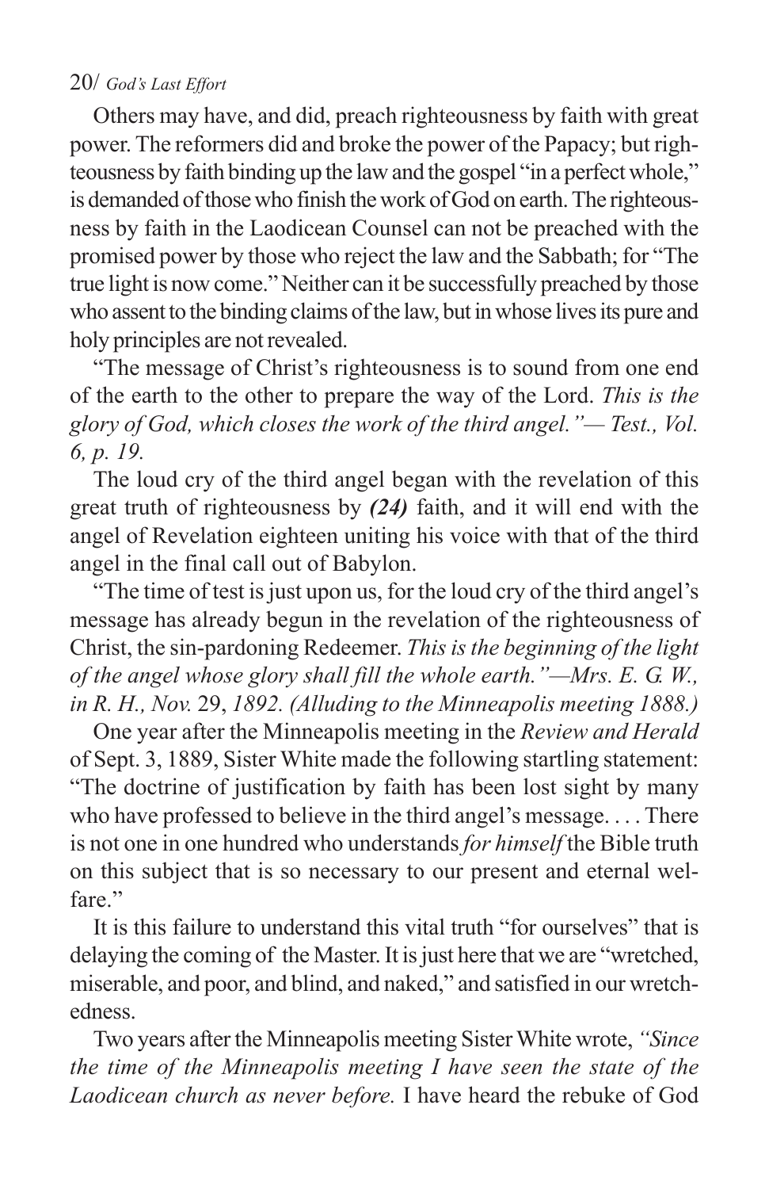Others may have, and did, preach righteousness by faith with great power. The reformers did and broke the power of the Papacy; but righteousness by faith binding up the law and the gospel "in a perfect whole," is demanded of those who finish the work of God on earth. The righteousness by faith in the Laodicean Counsel can not be preached with the promised power by those who reject the law and the Sabbath; for "The true light is now come." Neither can it be successfully preached by those who assent to the binding claims of the law, but in whose lives its pure and holy principles are not revealed.

"The message of Christ's righteousness is to sound from one end of the earth to the other to prepare the way of the Lord. *This is the glory of God, which closes the work of the third angel."— Test., Vol. 6, p. 19.*

The loud cry of the third angel began with the revelation of this great truth of righteousness by ***(24)*** faith, and it will end with the angel of Revelation eighteen uniting his voice with that of the third angel in the final call out of Babylon.

"The time of test is just upon us, for the loud cry of the third angel's message has already begun in the revelation of the righteousness of Christ, the sin-pardoning Redeemer. *This is the beginning of the light of the angel whose glory shall fill the whole earth."—Mrs. E. G. W., in R. H., Nov.* 29, *1892. (Alluding to the Minneapolis meeting 1888.)*

One year after the Minneapolis meeting in the *Review and Herald* of Sept. 3, 1889, Sister White made the following startling statement: "The doctrine of justification by faith has been lost sight by many who have professed to believe in the third angel's message. . . . There is not one in one hundred who understands *for himself* the Bible truth on this subject that is so necessary to our present and eternal welfare."

It is this failure to understand this vital truth "for ourselves" that is delaying the coming of the Master. It is just here that we are "wretched, miserable, and poor, and blind, and naked," and satisfied in our wretchedness.

Two years after the Minneapolis meeting Sister White wrote, *"Since the time of the Minneapolis meeting I have seen the state of the Laodicean church as never before.* I have heard the rebuke of God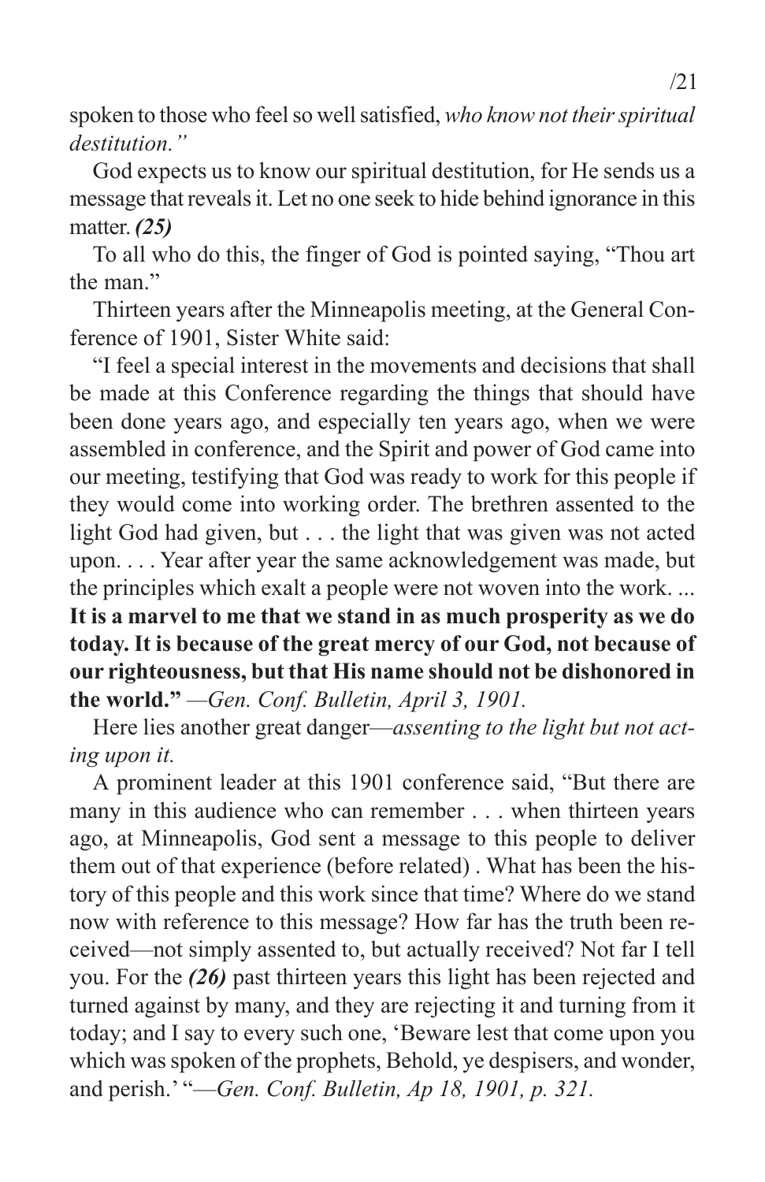spoken to those who feel so well satisfied, *who know not their spiritual destitution."*

God expects us to know our spiritual destitution, for He sends us a message that reveals it. Let no one seek to hide behind ignorance in this matter. ***(25)***

To all who do this, the finger of God is pointed saying, "Thou art the man."

Thirteen years after the Minneapolis meeting, at the General Conference of 1901, Sister White said:

"I feel a special interest in the movements and decisions that shall be made at this Conference regarding the things that should have been done years ago, and especially ten years ago, when we were assembled in conference, and the Spirit and power of God came into our meeting, testifying that God was ready to work for this people if they would come into working order. The brethren assented to the light God had given, but . . . the light that was given was not acted upon. . . . Year after year the same acknowledgement was made, but the principles which exalt a people were not woven into the work. ... **It is a marvel to me that we stand in as much prosperity as we do today. It is because of the great mercy of our God, not because of our righteousness, but that His name should not be dishonored in the world."** *—Gen. Conf. Bulletin, April 3, 1901.*

Here lies another great danger—*assenting to the light but not acting upon it.*

A prominent leader at this 1901 conference said, "But there are many in this audience who can remember . . . when thirteen years ago, at Minneapolis, God sent a message to this people to deliver them out of that experience (before related) . What has been the history of this people and this work since that time? Where do we stand now with reference to this message? How far has the truth been received—not simply assented to, but actually received? Not far I tell you. For the ***(26)*** past thirteen years this light has been rejected and turned against by many, and they are rejecting it and turning from it today; and I say to every such one, 'Beware lest that come upon you which was spoken of the prophets, Behold, ye despisers, and wonder, and perish.' "*—Gen. Conf. Bulletin, Ap 18, 1901, p. 321.*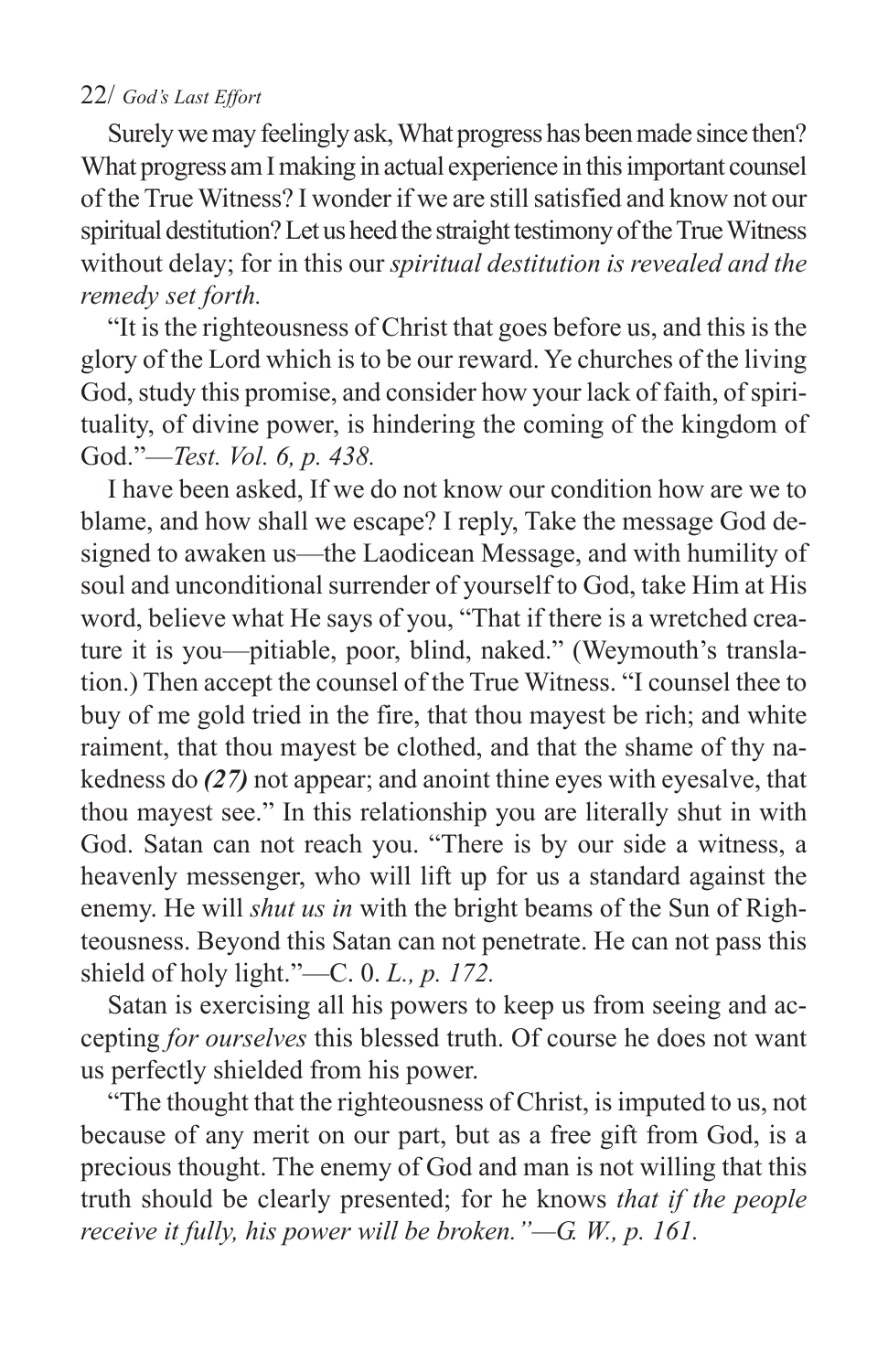Surely we may feelingly ask, What progress has been made since then? What progress am I making in actual experience in this important counsel of the True Witness? I wonder if we are still satisfied and know not our spiritual destitution? Let us heed the straight testimony of the True Witness without delay; for in this our *spiritual destitution is revealed and the remedy set forth.*

"It is the righteousness of Christ that goes before us, and this is the glory of the Lord which is to be our reward. Ye churches of the living God, study this promise, and consider how your lack of faith, of spirituality, of divine power, is hindering the coming of the kingdom of God."—*Test. Vol. 6, p. 438.*

I have been asked, If we do not know our condition how are we to blame, and how shall we escape? I reply, Take the message God designed to awaken us—the Laodicean Message, and with humility of soul and unconditional surrender of yourself to God, take Him at His word, believe what He says of you, "That if there is a wretched creature it is you—pitiable, poor, blind, naked." (Weymouth's translation.) Then accept the counsel of the True Witness. "I counsel thee to buy of me gold tried in the fire, that thou mayest be rich; and white raiment, that thou mayest be clothed, and that the shame of thy nakedness do ***(27)*** not appear; and anoint thine eyes with eyesalve, that thou mayest see." In this relationship you are literally shut in with God. Satan can not reach you. "There is by our side a witness, a heavenly messenger, who will lift up for us a standard against the enemy. He will *shut us in* with the bright beams of the Sun of Righteousness. Beyond this Satan can not penetrate. He can not pass this shield of holy light."—C. 0. *L., p. 172.*

Satan is exercising all his powers to keep us from seeing and accepting *for ourselves* this blessed truth. Of course he does not want us perfectly shielded from his power.

"The thought that the righteousness of Christ, is imputed to us, not because of any merit on our part, but as a free gift from God, is a precious thought. The enemy of God and man is not willing that this truth should be clearly presented; for he knows *that if the people receive it fully, his power will be broken."—G. W., p. 161.*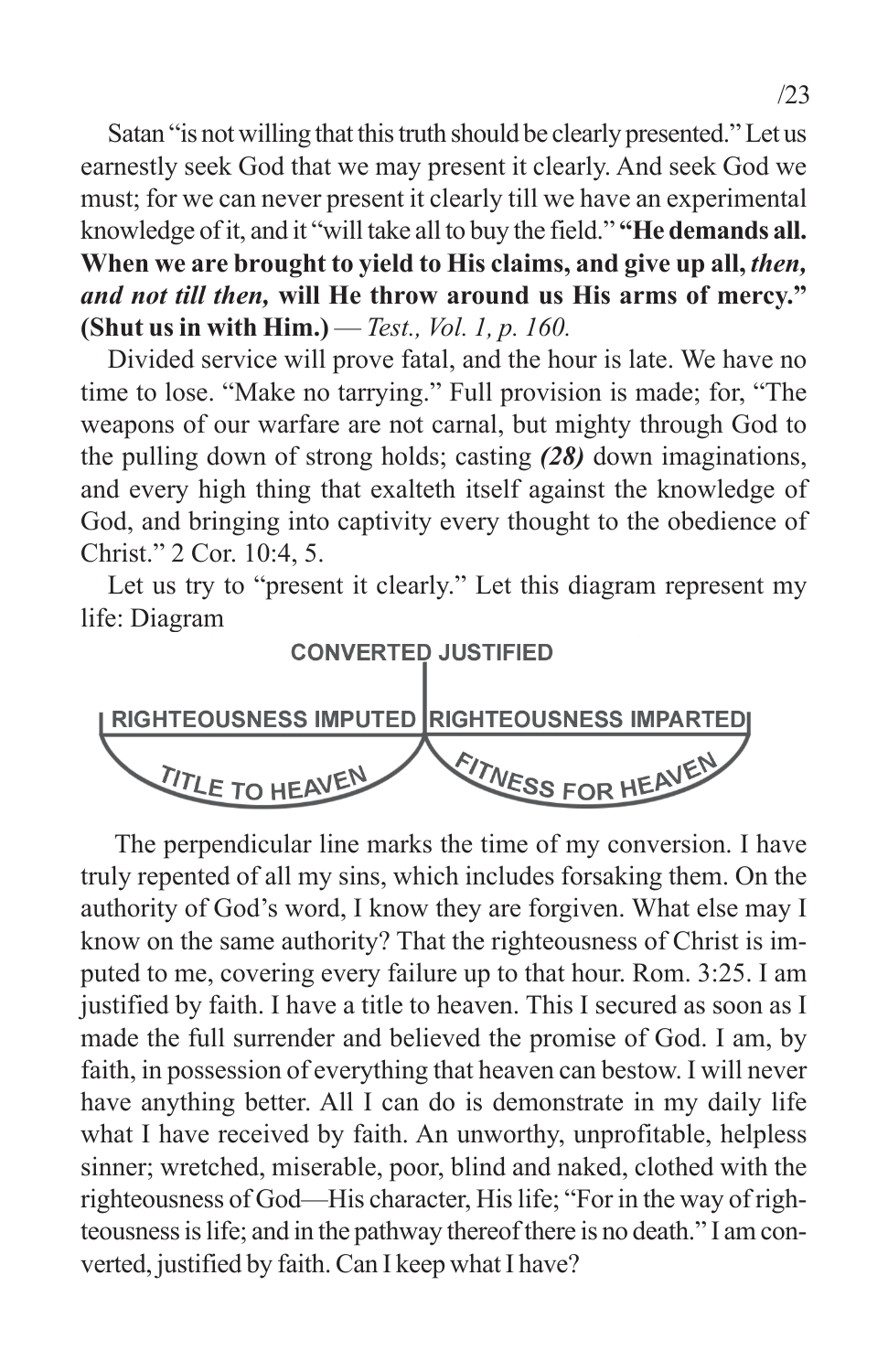Satan "is not willing that this truth should be clearly presented." Let us earnestly seek God that we may present it clearly. And seek God we must; for we can never present it clearly till we have an experimental knowledge of it, and it "will take all to buy the field." **"He demands all. When we are brought to yield to His claims, and give up all, *then, and not till then,* will He throw around us His arms of mercy." (Shut us in with Him.)** — *Test., Vol. 1, p. 160.*

Divided service will prove fatal, and the hour is late. We have no time to lose. "Make no tarrying." Full provision is made; for, "The weapons of our warfare are not carnal, but mighty through God to the pulling down of strong holds; casting ***(28)*** down imaginations, and every high thing that exalteth itself against the knowledge of God, and bringing into captivity every thought to the obedience of Christ." 2 Cor. 10:4, 5.

Let us try to "present it clearly." Let this diagram represent my life: Diagram

CONVERTED JUSTIFIED

RIGHTEOUSNESS IMPUTED | RIGHTEOUSNESS IMPARTED

TITLE TO HEAVEN | FITNESS FOR HEAVEN

The perpendicular line marks the time of my conversion. I have truly repented of all my sins, which includes forsaking them. On the authority of God's word, I know they are forgiven. What else may I know on the same authority? That the righteousness of Christ is imputed to me, covering every failure up to that hour. Rom. 3:25. I am justified by faith. I have a title to heaven. This I secured as soon as I made the full surrender and believed the promise of God. I am, by faith, in possession of everything that heaven can bestow. I will never have anything better. All I can do is demonstrate in my daily life what I have received by faith. An unworthy, unprofitable, helpless sinner; wretched, miserable, poor, blind and naked, clothed with the righteousness of God—His character, His life; "For in the way of righteousness is life; and in the pathway thereof there is no death." I am converted, justified by faith. Can I keep what I have?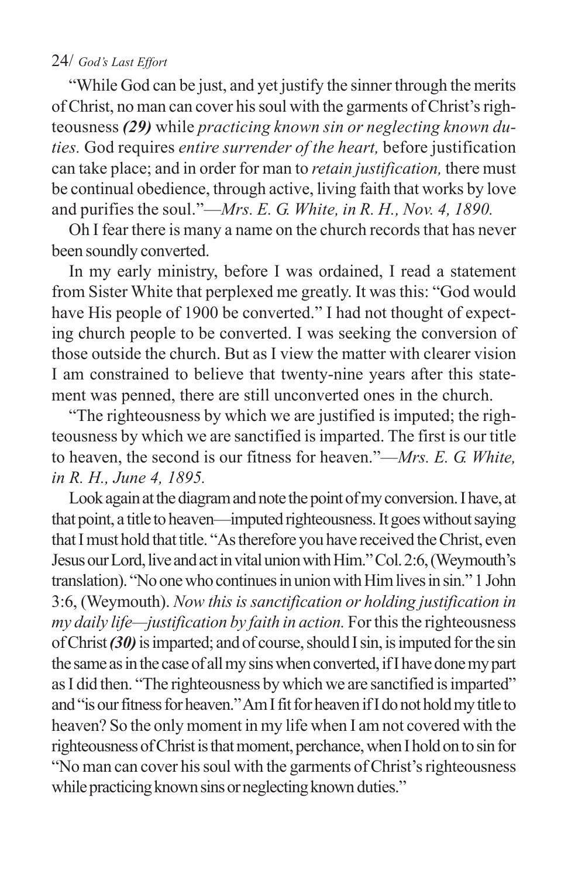"While God can be just, and yet justify the sinner through the merits of Christ, no man can cover his soul with the garments of Christ's righteousness ***(29)*** while *practicing known sin or neglecting known duties.* God requires *entire surrender of the heart,* before justification can take place; and in order for man to *retain justification,* there must be continual obedience, through active, living faith that works by love and purifies the soul."—*Mrs. E. G. White, in R. H., Nov. 4, 1890.*

Oh I fear there is many a name on the church records that has never been soundly converted.

In my early ministry, before I was ordained, I read a statement from Sister White that perplexed me greatly. It was this: "God would have His people of 1900 be converted." I had not thought of expecting church people to be converted. I was seeking the conversion of those outside the church. But as I view the matter with clearer vision I am constrained to believe that twenty-nine years after this statement was penned, there are still unconverted ones in the church.

"The righteousness by which we are justified is imputed; the righteousness by which we are sanctified is imparted. The first is our title to heaven, the second is our fitness for heaven."—*Mrs. E. G. White, in R. H., June 4, 1895.*

Look again at the diagram and note the point of my conversion. I have, at that point, a title to heaven—imputed righteousness. It goes without saying that I must hold that title. "As therefore you have received the Christ, even Jesus our Lord, live and act in vital union with Him." Col. 2:6, (Weymouth's translation). "No one who continues in union with Him lives in sin." 1 John 3:6, (Weymouth). *Now this is sanctification or holding justification in my daily life—justification by faith in action.* For this the righteousness of Christ ***(30)*** is imparted; and of course, should I sin, is imputed for the sin the same as in the case of all my sins when converted, if I have done my part as I did then. "The righteousness by which we are sanctified is imparted" and "is our fitness for heaven." Am I fit for heaven if I do not hold my title to heaven? So the only moment in my life when I am not covered with the righteousness of Christ is that moment, perchance, when I hold on to sin for "No man can cover his soul with the garments of Christ's righteousness while practicing known sins or neglecting known duties."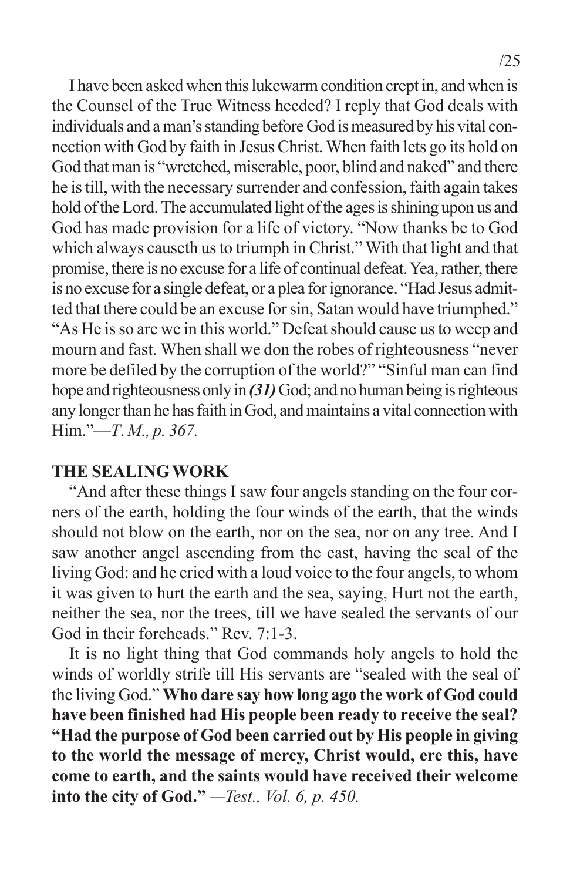I have been asked when this lukewarm condition crept in, and when is the Counsel of the True Witness heeded? I reply that God deals with individuals and a man's standing before God is measured by his vital connection with God by faith in Jesus Christ. When faith lets go its hold on God that man is "wretched, miserable, poor, blind and naked" and there he is till, with the necessary surrender and confession, faith again takes hold of the Lord. The accumulated light of the ages is shining upon us and God has made provision for a life of victory. "Now thanks be to God which always causeth us to triumph in Christ." With that light and that promise, there is no excuse for a life of continual defeat. Yea, rather, there is no excuse for a single defeat, or a plea for ignorance. "Had Jesus admitted that there could be an excuse for sin, Satan would have triumphed." "As He is so are we in this world." Defeat should cause us to weep and mourn and fast. When shall we don the robes of righteousness "never more be defiled by the corruption of the world?" "Sinful man can find hope and righteousness only in ***(31)*** God; and no human being is righteous any longer than he has faith in God, and maintains a vital connection with Him."—*T. M., p. 367.*

**THE SEALING WORK**

"And after these things I saw four angels standing on the four corners of the earth, holding the four winds of the earth, that the winds should not blow on the earth, nor on the sea, nor on any tree. And I saw another angel ascending from the east, having the seal of the living God: and he cried with a loud voice to the four angels, to whom it was given to hurt the earth and the sea, saying, Hurt not the earth, neither the sea, nor the trees, till we have sealed the servants of our God in their foreheads." Rev. 7:1-3.

It is no light thing that God commands holy angels to hold the winds of worldly strife till His servants are "sealed with the seal of the living God." **Who dare say how long ago the work of God could have been finished had His people been ready to receive the seal? "Had the purpose of God been carried out by His people in giving to the world the message of mercy, Christ would, ere this, have come to earth, and the saints would have received their welcome into the city of God."** *—Test., Vol. 6, p. 450.*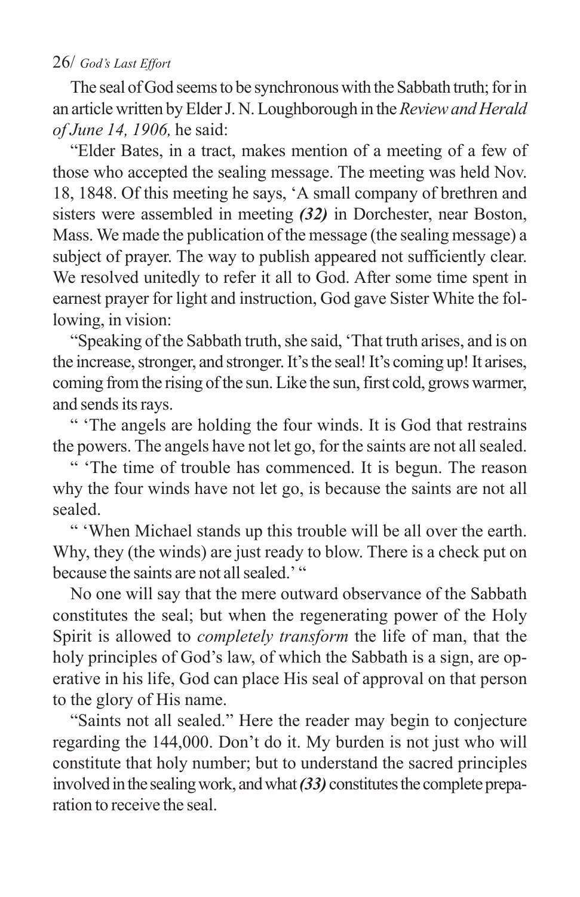The seal of God seems to be synchronous with the Sabbath truth; for in an article written by Elder J. N. Loughborough in the *Review and Herald of June 14, 1906,* he said:

"Elder Bates, in a tract, makes mention of a meeting of a few of those who accepted the sealing message. The meeting was held Nov. 18, 1848. Of this meeting he says, 'A small company of brethren and sisters were assembled in meeting ***(32)*** in Dorchester, near Boston, Mass. We made the publication of the message (the sealing message) a subject of prayer. The way to publish appeared not sufficiently clear. We resolved unitedly to refer it all to God. After some time spent in earnest prayer for light and instruction, God gave Sister White the following, in vision:

"Speaking of the Sabbath truth, she said, 'That truth arises, and is on the increase, stronger, and stronger. It's the seal! It's coming up! It arises, coming from the rising of the sun. Like the sun, first cold, grows warmer, and sends its rays.

" 'The angels are holding the four winds. It is God that restrains the powers. The angels have not let go, for the saints are not all sealed.

" 'The time of trouble has commenced. It is begun. The reason why the four winds have not let go, is because the saints are not all sealed.

" 'When Michael stands up this trouble will be all over the earth. Why, they (the winds) are just ready to blow. There is a check put on because the saints are not all sealed.' "

No one will say that the mere outward observance of the Sabbath constitutes the seal; but when the regenerating power of the Holy Spirit is allowed to *completely transform* the life of man, that the holy principles of God's law, of which the Sabbath is a sign, are operative in his life, God can place His seal of approval on that person to the glory of His name.

"Saints not all sealed." Here the reader may begin to conjecture regarding the 144,000. Don't do it. My burden is not just who will constitute that holy number; but to understand the sacred principles involved in the sealing work, and what ***(33)*** constitutes the complete preparation to receive the seal.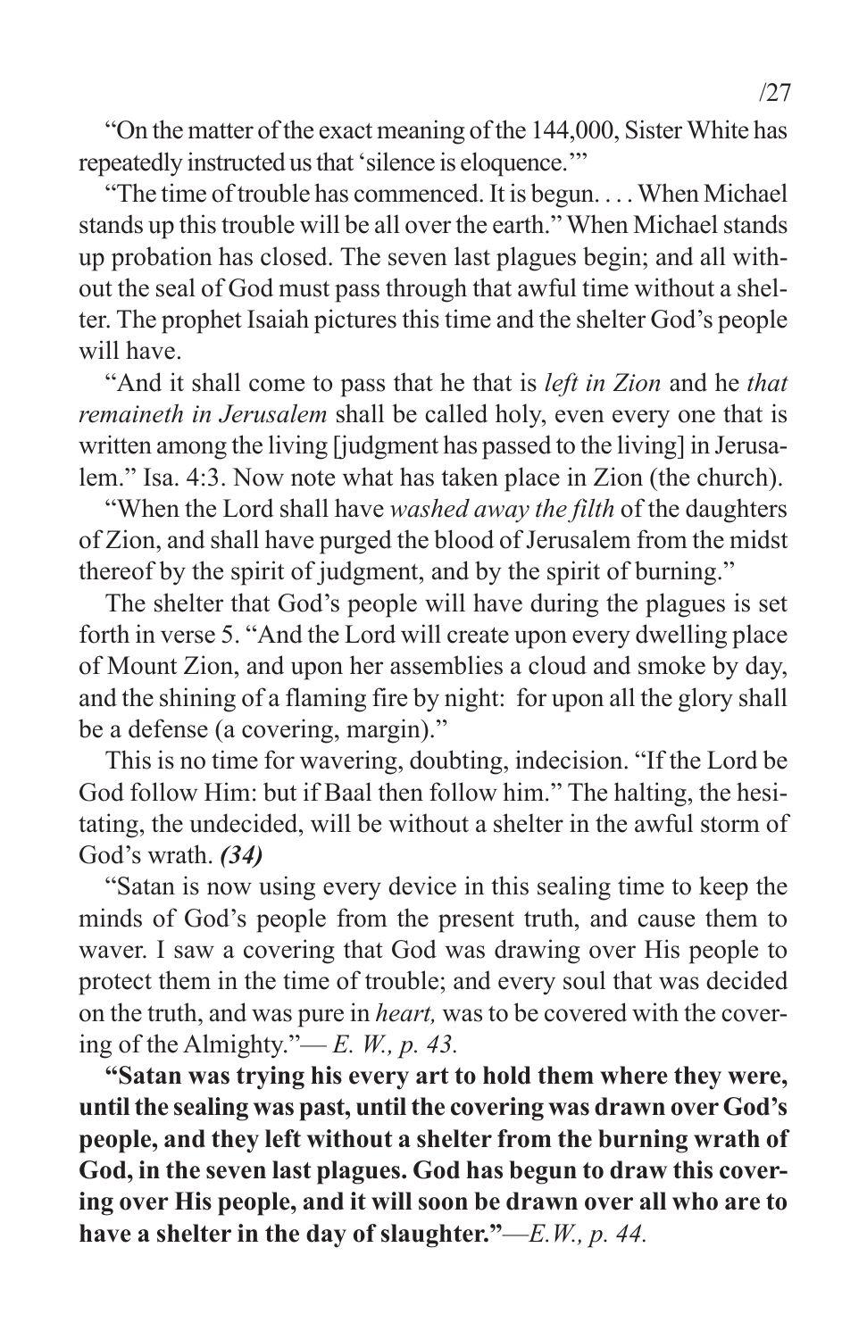"On the matter of the exact meaning of the 144,000, Sister White has repeatedly instructed us that 'silence is eloquence.'"

"The time of trouble has commenced. It is begun. . . . When Michael stands up this trouble will be all over the earth." When Michael stands up probation has closed. The seven last plagues begin; and all without the seal of God must pass through that awful time without a shelter. The prophet Isaiah pictures this time and the shelter God's people will have.

"And it shall come to pass that he that is *left in Zion* and he *that remaineth in Jerusalem* shall be called holy, even every one that is written among the living [judgment has passed to the living] in Jerusalem." Isa. 4:3. Now note what has taken place in Zion (the church).

"When the Lord shall have *washed away the filth* of the daughters of Zion, and shall have purged the blood of Jerusalem from the midst thereof by the spirit of judgment, and by the spirit of burning."

The shelter that God's people will have during the plagues is set forth in verse 5. "And the Lord will create upon every dwelling place of Mount Zion, and upon her assemblies a cloud and smoke by day, and the shining of a flaming fire by night: for upon all the glory shall be a defense (a covering, margin)."

This is no time for wavering, doubting, indecision. "If the Lord be God follow Him: but if Baal then follow him." The halting, the hesitating, the undecided, will be without a shelter in the awful storm of God's wrath. ***(34)***

"Satan is now using every device in this sealing time to keep the minds of God's people from the present truth, and cause them to waver. I saw a covering that God was drawing over His people to protect them in the time of trouble; and every soul that was decided on the truth, and was pure in *heart,* was to be covered with the covering of the Almighty."— *E. W., p. 43.*

**"Satan was trying his every art to hold them where they were, until the sealing was past, until the covering was drawn over God's people, and they left without a shelter from the burning wrath of God, in the seven last plagues. God has begun to draw this covering over His people, and it will soon be drawn over all who are to have a shelter in the day of slaughter."**—*E.W., p. 44.*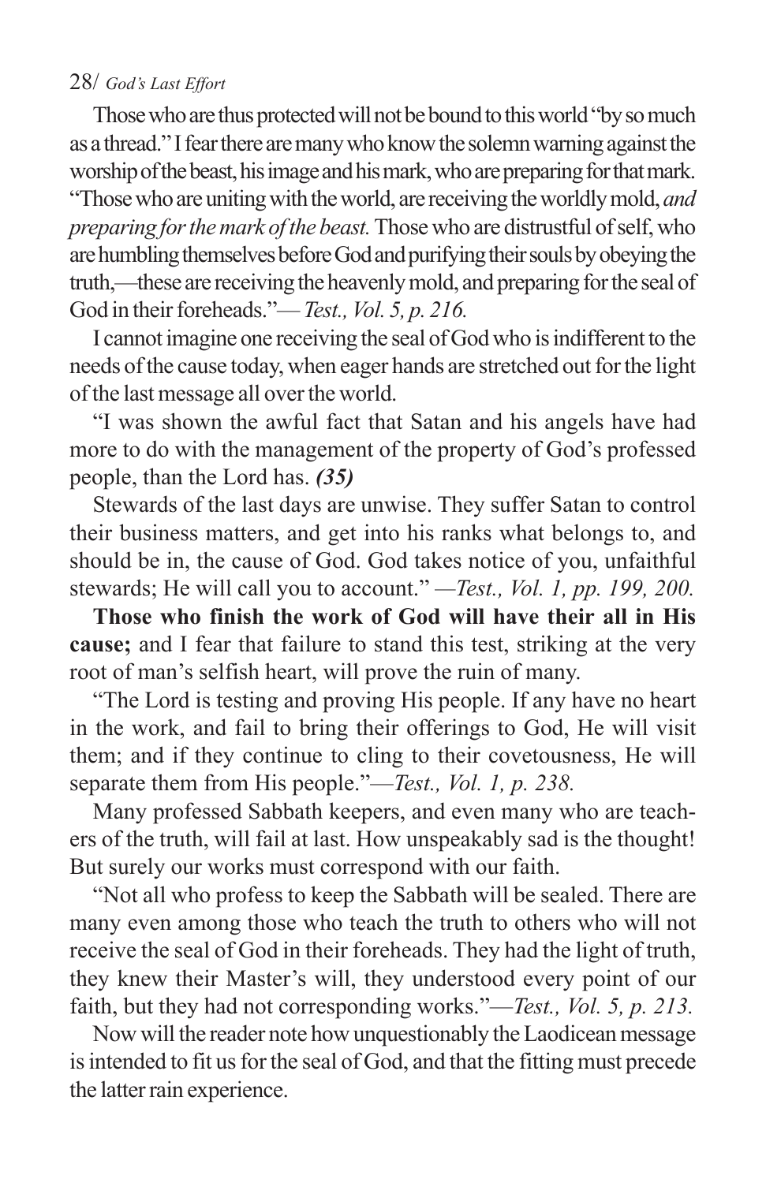Those who are thus protected will not be bound to this world "by so much as a thread." I fear there are many who know the solemn warning against the worship of the beast, his image and his mark, who are preparing for that mark. "Those who are uniting with the world, are receiving the worldly mold, *and preparing for the mark of the beast.* Those who are distrustful of self, who are humbling themselves before God and purifying their souls by obeying the truth,—these are receiving the heavenly mold, and preparing for the seal of God in their foreheads."—*Test., Vol. 5, p. 216.*

I cannot imagine one receiving the seal of God who is indifferent to the needs of the cause today, when eager hands are stretched out for the light of the last message all over the world.

"I was shown the awful fact that Satan and his angels have had more to do with the management of the property of God's professed people, than the Lord has. ***(35)***

Stewards of the last days are unwise. They suffer Satan to control their business matters, and get into his ranks what belongs to, and should be in, the cause of God. God takes notice of you, unfaithful stewards; He will call you to account." —*Test., Vol. 1, pp. 199, 200.*

**Those who finish the work of God will have their all in His cause;** and I fear that failure to stand this test, striking at the very root of man's selfish heart, will prove the ruin of many.

"The Lord is testing and proving His people. If any have no heart in the work, and fail to bring their offerings to God, He will visit them; and if they continue to cling to their covetousness, He will separate them from His people."—*Test., Vol. 1, p. 238.*

Many professed Sabbath keepers, and even many who are teachers of the truth, will fail at last. How unspeakably sad is the thought! But surely our works must correspond with our faith.

"Not all who profess to keep the Sabbath will be sealed. There are many even among those who teach the truth to others who will not receive the seal of God in their foreheads. They had the light of truth, they knew their Master's will, they understood every point of our faith, but they had not corresponding works."—*Test., Vol. 5, p. 213.*

Now will the reader note how unquestionably the Laodicean message is intended to fit us for the seal of God, and that the fitting must precede the latter rain experience.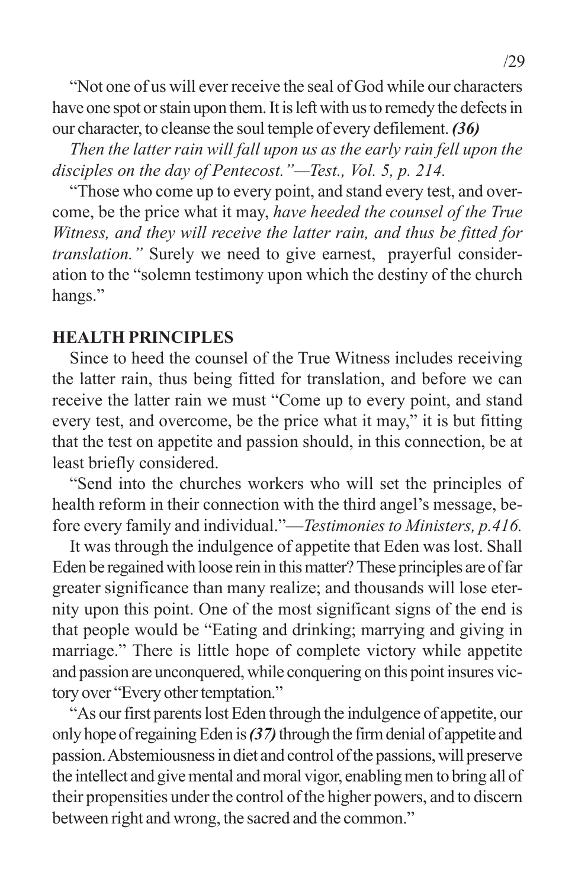"Not one of us will ever receive the seal of God while our characters have one spot or stain upon them. It is left with us to remedy the defects in our character, to cleanse the soul temple of every defilement. ***(36)*** *Then the latter rain will fall upon us as the early rain fell upon the disciples on the day of Pentecost."—Test., Vol. 5, p. 214.*

"Those who come up to every point, and stand every test, and overcome, be the price what it may, *have heeded the counsel of the True Witness, and they will receive the latter rain, and thus be fitted for translation."* Surely we need to give earnest, prayerful consideration to the "solemn testimony upon which the destiny of the church hangs."

**HEALTH PRINCIPLES**

Since to heed the counsel of the True Witness includes receiving the latter rain, thus being fitted for translation, and before we can receive the latter rain we must "Come up to every point, and stand every test, and overcome, be the price what it may," it is but fitting that the test on appetite and passion should, in this connection, be at least briefly considered.

"Send into the churches workers who will set the principles of health reform in their connection with the third angel's message, before every family and individual."—*Testimonies to Ministers, p.416.*

It was through the indulgence of appetite that Eden was lost. Shall Eden be regained with loose rein in this matter? These principles are of far greater significance than many realize; and thousands will lose eternity upon this point. One of the most significant signs of the end is that people would be "Eating and drinking; marrying and giving in marriage." There is little hope of complete victory while appetite and passion are unconquered, while conquering on this point insures victory over "Every other temptation."

"As our first parents lost Eden through the indulgence of appetite, our only hope of regaining Eden is ***(37)*** through the firm denial of appetite and passion. Abstemiousness in diet and control of the passions, will preserve the intellect and give mental and moral vigor, enabling men to bring all of their propensities under the control of the higher powers, and to discern between right and wrong, the sacred and the common."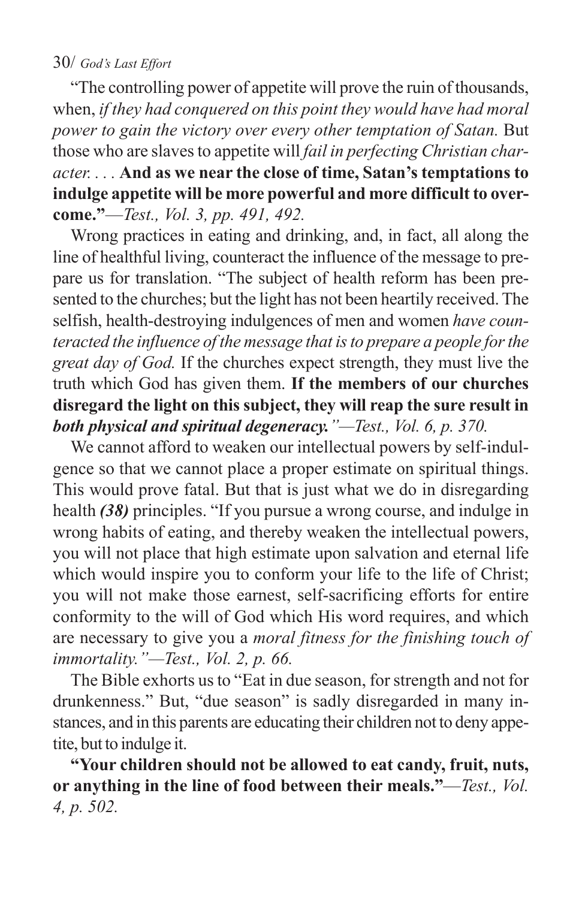"The controlling power of appetite will prove the ruin of thousands, when, *if they had conquered on this point they would have had moral power to gain the victory over every other temptation of Satan.* But those who are slaves to appetite will *fail in perfecting Christian character. . . .* **And as we near the close of time, Satan's temptations to indulge appetite will be more powerful and more difficult to overcome."**—*Test., Vol. 3, pp. 491, 492.*

Wrong practices in eating and drinking, and, in fact, all along the line of healthful living, counteract the influence of the message to prepare us for translation. "The subject of health reform has been presented to the churches; but the light has not been heartily received. The selfish, health-destroying indulgences of men and women *have counteracted the influence of the message that is to prepare a people for the great day of God.* If the churches expect strength, they must live the truth which God has given them. **If the members of our churches disregard the light on this subject, they will reap the sure result in *both physical and spiritual degeneracy.*** *"—Test., Vol. 6, p. 370.*

We cannot afford to weaken our intellectual powers by self-indulgence so that we cannot place a proper estimate on spiritual things. This would prove fatal. But that is just what we do in disregarding health ***(38)*** principles. "If you pursue a wrong course, and indulge in wrong habits of eating, and thereby weaken the intellectual powers, you will not place that high estimate upon salvation and eternal life which would inspire you to conform your life to the life of Christ; you will not make those earnest, self-sacrificing efforts for entire conformity to the will of God which His word requires, and which are necessary to give you a *moral fitness for the finishing touch of immortality."—Test., Vol. 2, p. 66.*

The Bible exhorts us to "Eat in due season, for strength and not for drunkenness." But, "due season" is sadly disregarded in many instances, and in this parents are educating their children not to deny appetite, but to indulge it.

**"Your children should not be allowed to eat candy, fruit, nuts, or anything in the line of food between their meals."**—*Test., Vol. 4, p. 502.*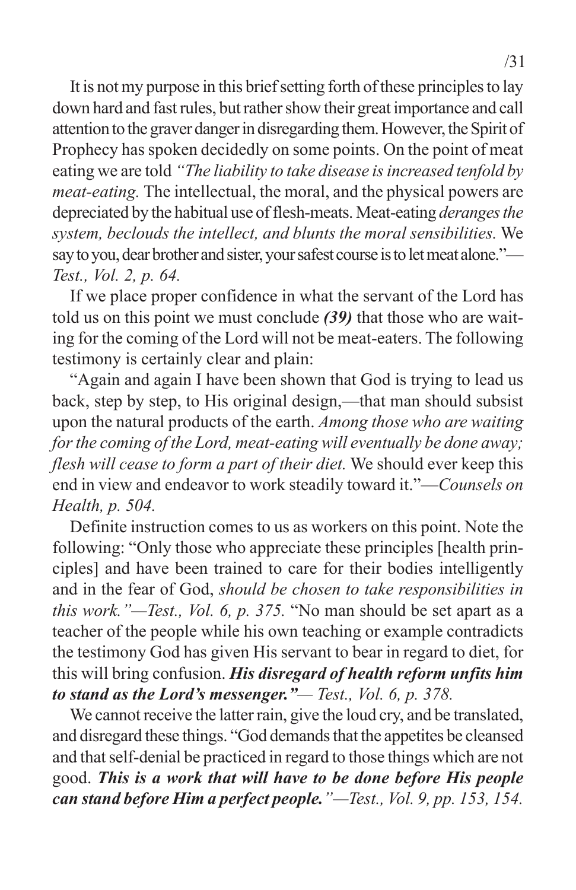It is not my purpose in this brief setting forth of these principles to lay down hard and fast rules, but rather show their great importance and call attention to the graver danger in disregarding them. However, the Spirit of Prophecy has spoken decidedly on some points. On the point of meat eating we are told *"The liability to take disease is increased tenfold by meat-eating.* The intellectual, the moral, and the physical powers are depreciated by the habitual use of flesh-meats. Meat-eating *deranges the system, beclouds the intellect, and blunts the moral sensibilities.* We say to you, dear brother and sister, your safest course is to let meat alone."—*Test., Vol. 2, p. 64.*

If we place proper confidence in what the servant of the Lord has told us on this point we must conclude ***(39)*** that those who are waiting for the coming of the Lord will not be meat-eaters. The following testimony is certainly clear and plain:

"Again and again I have been shown that God is trying to lead us back, step by step, to His original design,—that man should subsist upon the natural products of the earth. *Among those who are waiting for the coming of the Lord, meat-eating will eventually be done away; flesh will cease to form a part of their diet.* We should ever keep this end in view and endeavor to work steadily toward it."—*Counsels on Health, p. 504.*

Definite instruction comes to us as workers on this point. Note the following: "Only those who appreciate these principles [health principles] and have been trained to care for their bodies intelligently and in the fear of God, *should be chosen to take responsibilities in this work."—Test., Vol. 6, p. 375.* "No man should be set apart as a teacher of the people while his own teaching or example contradicts the testimony God has given His servant to bear in regard to diet, for this will bring confusion. ***His disregard of health reform unfits him to stand as the Lord's messenger."***— *Test., Vol. 6, p. 378.*

We cannot receive the latter rain, give the loud cry, and be translated, and disregard these things. "God demands that the appetites be cleansed and that self-denial be practiced in regard to those things which are not good. ***This is a work that will have to be done before His people can stand before Him a perfect people.****"—Test., Vol. 9, pp. 153, 154.*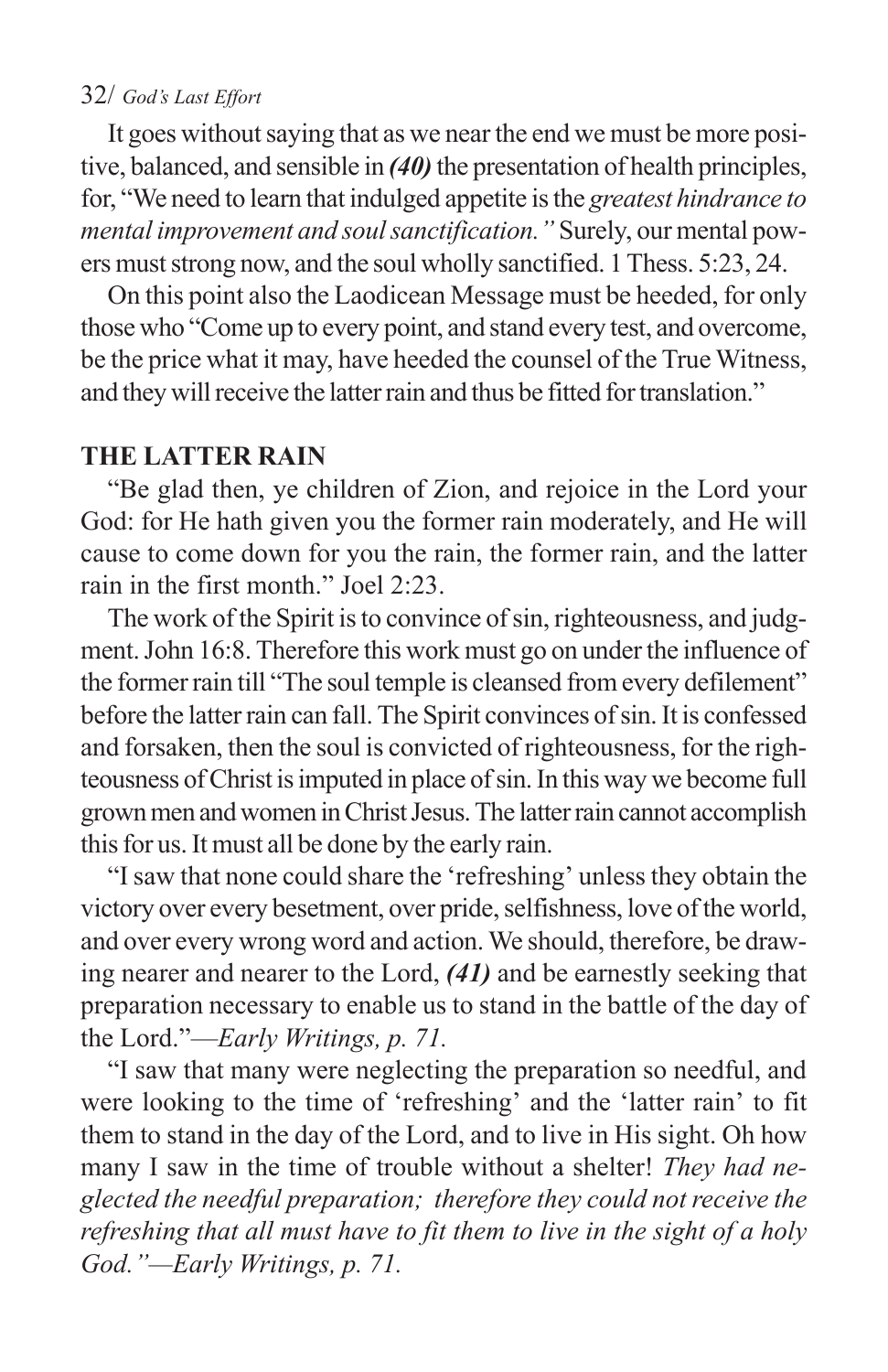It goes without saying that as we near the end we must be more positive, balanced, and sensible in ***(40)*** the presentation of health principles, for, "We need to learn that indulged appetite is the *greatest hindrance to mental improvement and soul sanctification."* Surely, our mental powers must strong now, and the soul wholly sanctified. 1 Thess. 5:23, 24.

On this point also the Laodicean Message must be heeded, for only those who "Come up to every point, and stand every test, and overcome, be the price what it may, have heeded the counsel of the True Witness, and they will receive the latter rain and thus be fitted for translation."

## THE LATTER RAIN

"Be glad then, ye children of Zion, and rejoice in the Lord your God: for He hath given you the former rain moderately, and He will cause to come down for you the rain, the former rain, and the latter rain in the first month." Joel 2:23.

The work of the Spirit is to convince of sin, righteousness, and judgment. John 16:8. Therefore this work must go on under the influence of the former rain till "The soul temple is cleansed from every defilement" before the latter rain can fall. The Spirit convinces of sin. It is confessed and forsaken, then the soul is convicted of righteousness, for the righteousness of Christ is imputed in place of sin. In this way we become full grown men and women in Christ Jesus. The latter rain cannot accomplish this for us. It must all be done by the early rain.

"I saw that none could share the 'refreshing' unless they obtain the victory over every besetment, over pride, selfishness, love of the world, and over every wrong word and action. We should, therefore, be drawing nearer and nearer to the Lord, ***(41)*** and be earnestly seeking that preparation necessary to enable us to stand in the battle of the day of the Lord."—*Early Writings, p. 71.*

"I saw that many were neglecting the preparation so needful, and were looking to the time of 'refreshing' and the 'latter rain' to fit them to stand in the day of the Lord, and to live in His sight. Oh how many I saw in the time of trouble without a shelter! *They had neglected the needful preparation; therefore they could not receive the refreshing that all must have to fit them to live in the sight of a holy God."—Early Writings, p. 71.*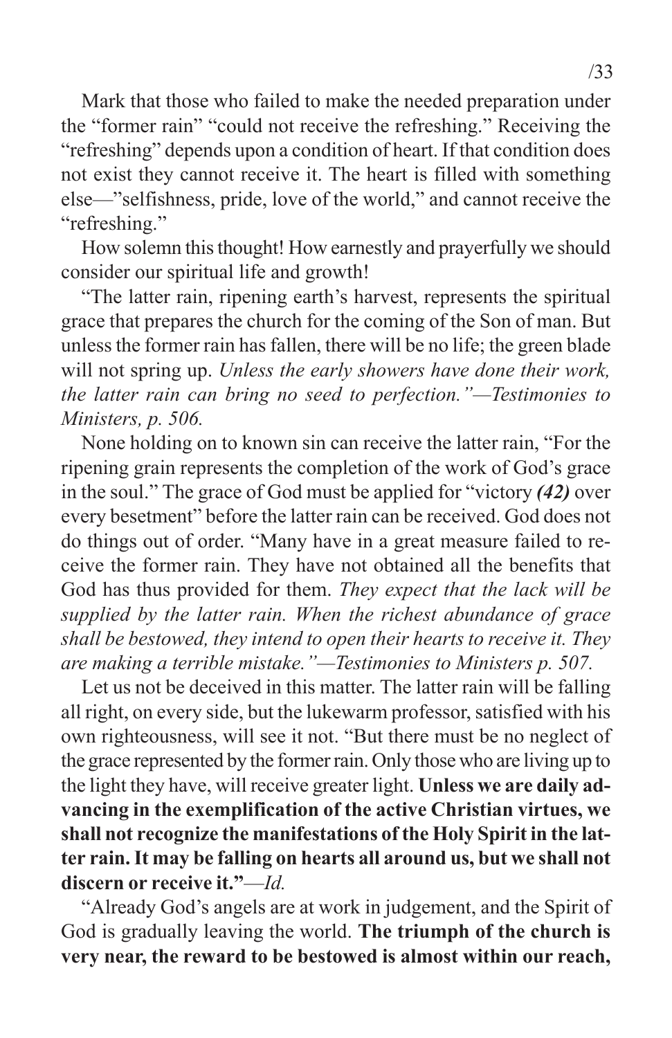Mark that those who failed to make the needed preparation under the "former rain" "could not receive the refreshing." Receiving the "refreshing" depends upon a condition of heart. If that condition does not exist they cannot receive it. The heart is filled with something else—"selfishness, pride, love of the world," and cannot receive the "refreshing."

How solemn this thought! How earnestly and prayerfully we should consider our spiritual life and growth!

"The latter rain, ripening earth's harvest, represents the spiritual grace that prepares the church for the coming of the Son of man. But unless the former rain has fallen, there will be no life; the green blade will not spring up. *Unless the early showers have done their work, the latter rain can bring no seed to perfection."—Testimonies to Ministers, p. 506.*

None holding on to known sin can receive the latter rain, "For the ripening grain represents the completion of the work of God's grace in the soul." The grace of God must be applied for "victory ***(42)*** over every besetment" before the latter rain can be received. God does not do things out of order. "Many have in a great measure failed to receive the former rain. They have not obtained all the benefits that God has thus provided for them. *They expect that the lack will be supplied by the latter rain. When the richest abundance of grace shall be bestowed, they intend to open their hearts to receive it. They are making a terrible mistake."—Testimonies to Ministers p. 507.*

Let us not be deceived in this matter. The latter rain will be falling all right, on every side, but the lukewarm professor, satisfied with his own righteousness, will see it not. "But there must be no neglect of the grace represented by the former rain. Only those who are living up to the light they have, will receive greater light. **Unless we are daily advancing in the exemplification of the active Christian virtues, we shall not recognize the manifestations of the Holy Spirit in the latter rain. It may be falling on hearts all around us, but we shall not discern or receive it."**—*Id.*

"Already God's angels are at work in judgement, and the Spirit of God is gradually leaving the world. **The triumph of the church is very near, the reward to be bestowed is almost within our reach,**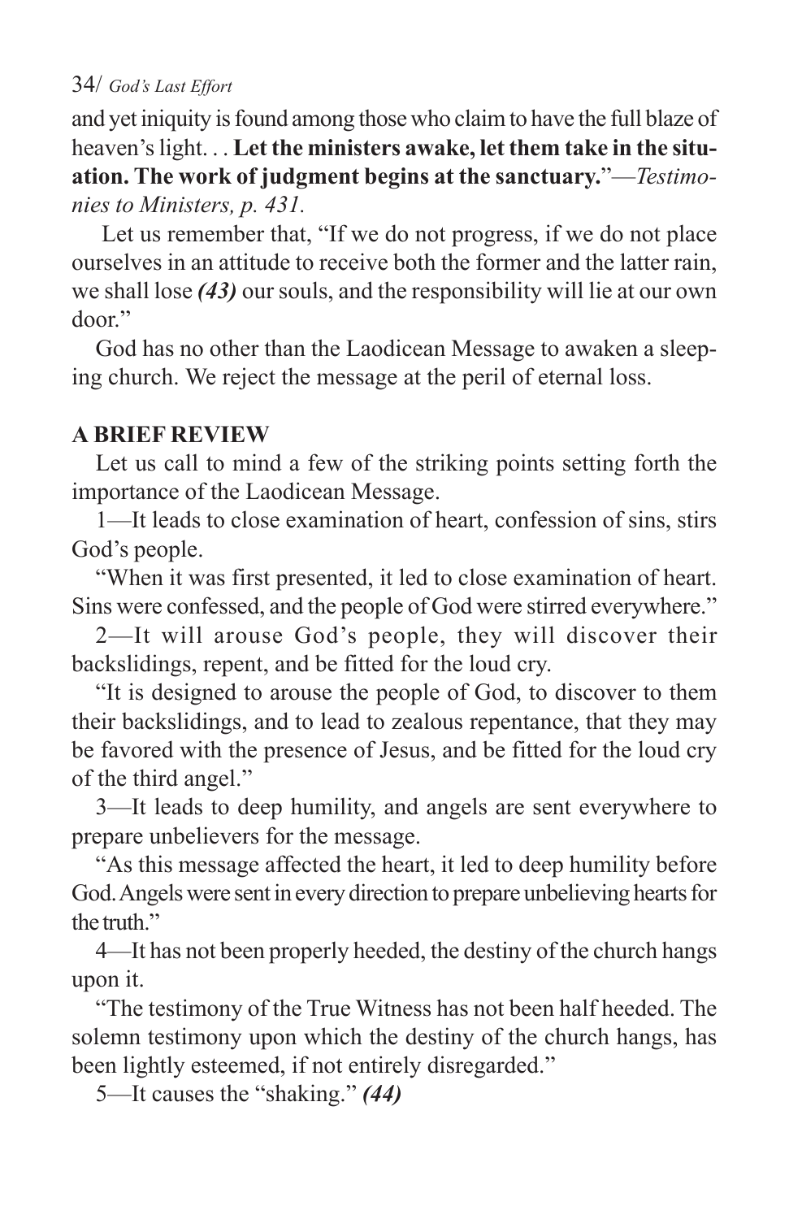and yet iniquity is found among those who claim to have the full blaze of heaven's light. . . **Let the ministers awake, let them take in the situation. The work of judgment begins at the sanctuary.**"—*Testimonies to Ministers, p. 431.*

Let us remember that, "If we do not progress, if we do not place ourselves in an attitude to receive both the former and the latter rain, we shall lose ***(43)*** our souls, and the responsibility will lie at our own door."

God has no other than the Laodicean Message to awaken a sleeping church. We reject the message at the peril of eternal loss.

**A BRIEF REVIEW**

Let us call to mind a few of the striking points setting forth the importance of the Laodicean Message.

1—It leads to close examination of heart, confession of sins, stirs God's people.

"When it was first presented, it led to close examination of heart. Sins were confessed, and the people of God were stirred everywhere."

2—It will arouse God's people, they will discover their backslidings, repent, and be fitted for the loud cry.

"It is designed to arouse the people of God, to discover to them their backslidings, and to lead to zealous repentance, that they may be favored with the presence of Jesus, and be fitted for the loud cry of the third angel."

3—It leads to deep humility, and angels are sent everywhere to prepare unbelievers for the message.

"As this message affected the heart, it led to deep humility before God. Angels were sent in every direction to prepare unbelieving hearts for the truth."

4—It has not been properly heeded, the destiny of the church hangs upon it.

"The testimony of the True Witness has not been half heeded. The solemn testimony upon which the destiny of the church hangs, has been lightly esteemed, if not entirely disregarded."

5—It causes the "shaking." ***(44)***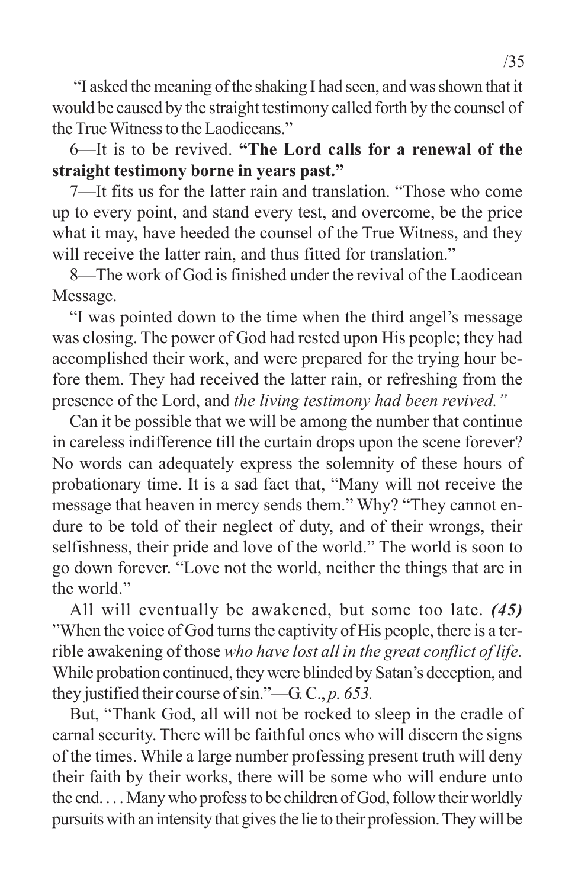"I asked the meaning of the shaking I had seen, and was shown that it would be caused by the straight testimony called forth by the counsel of the True Witness to the Laodiceans."

6—It is to be revived. **"The Lord calls for a renewal of the straight testimony borne in years past."**

7—It fits us for the latter rain and translation. "Those who come up to every point, and stand every test, and overcome, be the price what it may, have heeded the counsel of the True Witness, and they will receive the latter rain, and thus fitted for translation."

8—The work of God is finished under the revival of the Laodicean Message.

"I was pointed down to the time when the third angel's message was closing. The power of God had rested upon His people; they had accomplished their work, and were prepared for the trying hour before them. They had received the latter rain, or refreshing from the presence of the Lord, and *the living testimony had been revived."*

Can it be possible that we will be among the number that continue in careless indifference till the curtain drops upon the scene forever? No words can adequately express the solemnity of these hours of probationary time. It is a sad fact that, "Many will not receive the message that heaven in mercy sends them." Why? "They cannot endure to be told of their neglect of duty, and of their wrongs, their selfishness, their pride and love of the world." The world is soon to go down forever. "Love not the world, neither the things that are in the world."

All will eventually be awakened, but some too late. ***(45)*** "When the voice of God turns the captivity of His people, there is a terrible awakening of those *who have lost all in the great conflict of life.* While probation continued, they were blinded by Satan's deception, and they justified their course of sin."—G. C., *p. 653.*

But, "Thank God, all will not be rocked to sleep in the cradle of carnal security. There will be faithful ones who will discern the signs of the times. While a large number professing present truth will deny their faith by their works, there will be some who will endure unto the end. . . . Many who profess to be children of God, follow their worldly pursuits with an intensity that gives the lie to their profession. They will be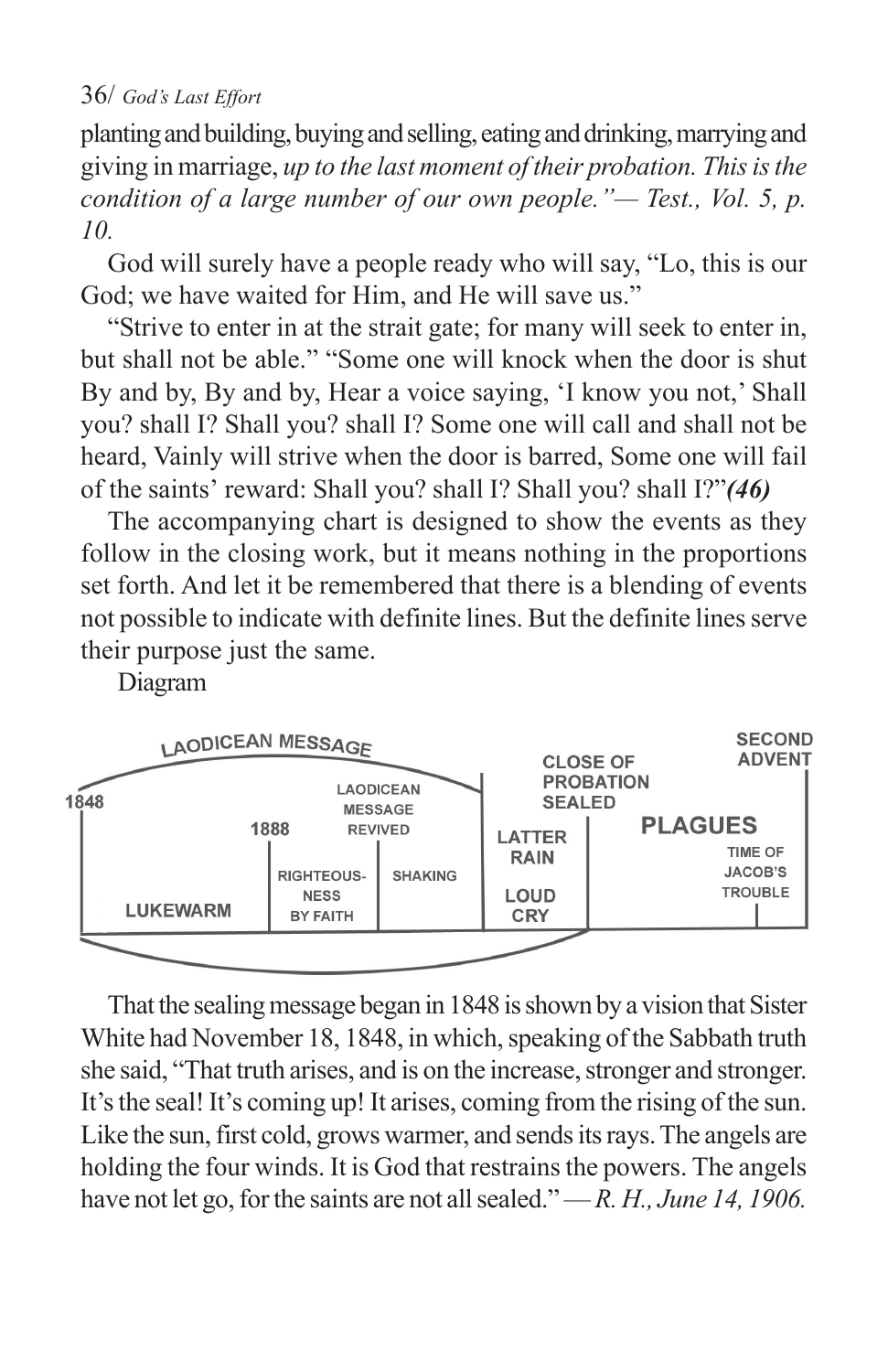planting and building, buying and selling, eating and drinking, marrying and giving in marriage, *up to the last moment of their probation. This is the condition of a large number of our own people."— Test., Vol. 5, p. 10.*

God will surely have a people ready who will say, "Lo, this is our God; we have waited for Him, and He will save us."

"Strive to enter in at the strait gate; for many will seek to enter in, but shall not be able." "Some one will knock when the door is shut By and by, By and by, Hear a voice saying, 'I know you not,' Shall you? shall I? Shall you? shall I? Some one will call and shall not be heard, Vainly will strive when the door is barred, Some one will fail of the saints' reward: Shall you? shall I? Shall you? shall I?"***(46)***

The accompanying chart is designed to show the events as they follow in the closing work, but it means nothing in the proportions set forth. And let it be remembered that there is a blending of events not possible to indicate with definite lines. But the definite lines serve their purpose just the same.

Diagram

LAODICEAN MESSAGE — 1848 — LUKEWARM — 1888 — RIGHTEOUSNESS BY FAITH — LAODICEAN MESSAGE REVIVED — SHAKING — LATTER RAIN — LOUD CRY — CLOSE OF PROBATION SEALED — PLAGUES — TIME OF JACOB'S TROUBLE — SECOND ADVENT

That the sealing message began in 1848 is shown by a vision that Sister White had November 18, 1848, in which, speaking of the Sabbath truth she said, "That truth arises, and is on the increase, stronger and stronger. It's the seal! It's coming up! It arises, coming from the rising of the sun. Like the sun, first cold, grows warmer, and sends its rays. The angels are holding the four winds. It is God that restrains the powers. The angels have not let go, for the saints are not all sealed." *— R. H., June 14, 1906.*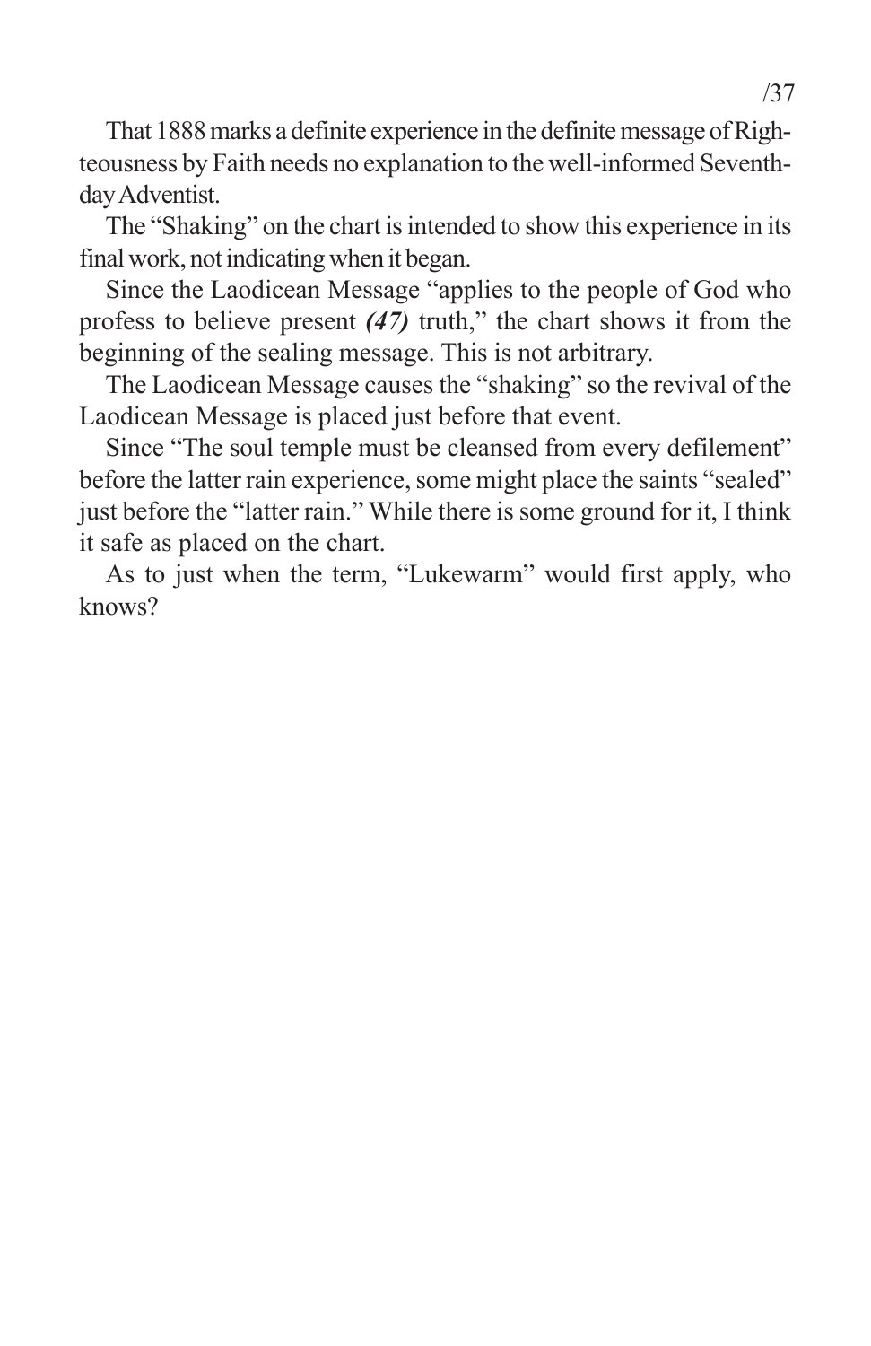That 1888 marks a definite experience in the definite message of Righteousness by Faith needs no explanation to the well-informed Seventh-day Adventist.

The "Shaking" on the chart is intended to show this experience in its final work, not indicating when it began.

Since the Laodicean Message "applies to the people of God who profess to believe present ***(47)*** truth," the chart shows it from the beginning of the sealing message. This is not arbitrary.

The Laodicean Message causes the "shaking" so the revival of the Laodicean Message is placed just before that event.

Since "The soul temple must be cleansed from every defilement" before the latter rain experience, some might place the saints "sealed" just before the "latter rain." While there is some ground for it, I think it safe as placed on the chart.

As to just when the term, "Lukewarm" would first apply, who knows?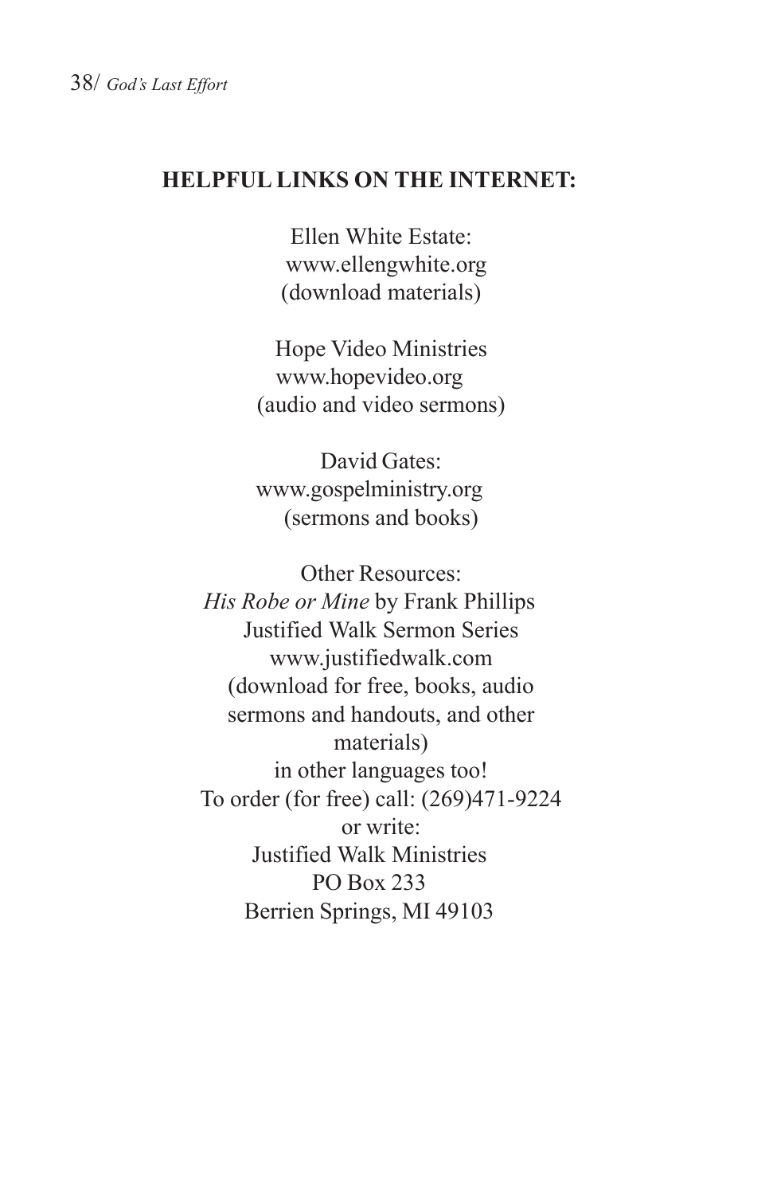## HELPFUL LINKS ON THE INTERNET:

Ellen White Estate:
www.ellengwhite.org
(download materials)

Hope Video Ministries
www.hopevideo.org
(audio and video sermons)

David Gates:
www.gospelministry.org
(sermons and books)

Other Resources:
*His Robe or Mine* by Frank Phillips
Justified Walk Sermon Series
www.justifiedwalk.com
(download for free, books, audio sermons and handouts, and other materials)
in other languages too!
To order (for free) call: (269)471-9224
or write:
Justified Walk Ministries
PO Box 233
Berrien Springs, MI 49103